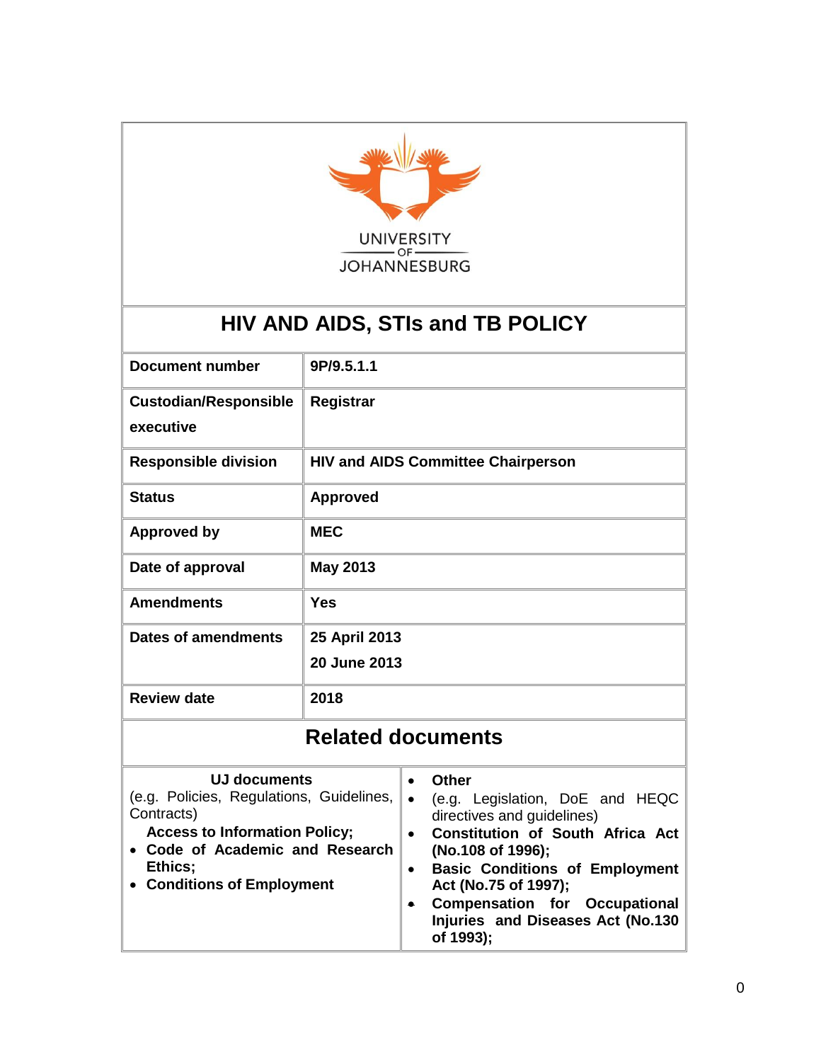UNIVERSITY OF JOHANNESBURG

# HIV AND AIDS, STIs and TB POLICY

| | |
|---|---|
| **Document number** | **9P/9.5.1.1** |
| **Custodian/Responsible executive** | **Registrar** |
| **Responsible division** | **HIV and AIDS Committee Chairperson** |
| **Status** | **Approved** |
| **Approved by** | **MEC** |
| **Date of approval** | **May 2013** |
| **Amendments** | **Yes** |
| **Dates of amendments** | **25 April 2013**<br>**20 June 2013** |
| **Review date** | **2018** |

## Related documents

| **UJ documents** | **Other** |
|---|---|
| (e.g. Policies, Regulations, Guidelines, Contracts)<br>**Access to Information Policy;**<br>• **Code of Academic and Research Ethics;**<br>• **Conditions of Employment** | • (e.g. Legislation, DoE and HEQC directives and guidelines)<br>• **Constitution of South Africa Act (No.108 of 1996);**<br>• **Basic Conditions of Employment Act (No.75 of 1997);**<br>• **Compensation for Occupational Injuries and Diseases Act (No.130 of 1993);** |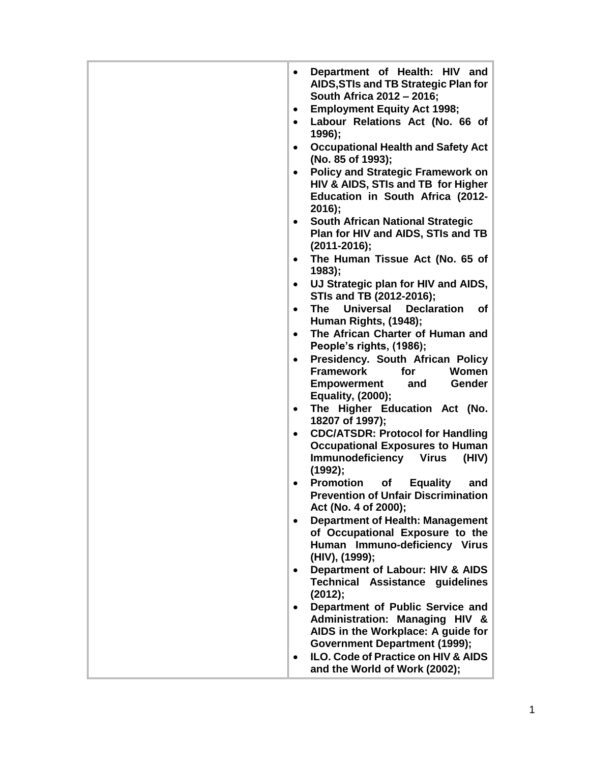| | |
|---|---|
| | • **Department of Health: HIV and AIDS,STIs and TB Strategic Plan for South Africa 2012 – 2016;**<br>• **Employment Equity Act 1998;**<br>• **Labour Relations Act (No. 66 of 1996);**<br>• **Occupational Health and Safety Act (No. 85 of 1993);**<br>• **Policy and Strategic Framework on HIV & AIDS, STIs and TB for Higher Education in South Africa (2012-2016);**<br>• **South African National Strategic Plan for HIV and AIDS, STIs and TB (2011-2016);**<br>• **The Human Tissue Act (No. 65 of 1983);**<br>• **UJ Strategic plan for HIV and AIDS, STIs and TB (2012-2016);**<br>• **The Universal Declaration of Human Rights, (1948);**<br>• **The African Charter of Human and People's rights, (1986);**<br>• **Presidency. South African Policy Framework for Women Empowerment and Gender Equality, (2000);**<br>• **The Higher Education Act (No. 18207 of 1997);**<br>• **CDC/ATSDR: Protocol for Handling Occupational Exposures to Human Immunodeficiency Virus (HIV) (1992);**<br>• **Promotion of Equality and Prevention of Unfair Discrimination Act (No. 4 of 2000);**<br>• **Department of Health: Management of Occupational Exposure to the Human Immuno-deficiency Virus (HIV), (1999);**<br>• **Department of Labour: HIV & AIDS Technical Assistance guidelines (2012);**<br>• **Department of Public Service and Administration: Managing HIV & AIDS in the Workplace: A guide for Government Department (1999);**<br>• **ILO. Code of Practice on HIV & AIDS and the World of Work (2002);** |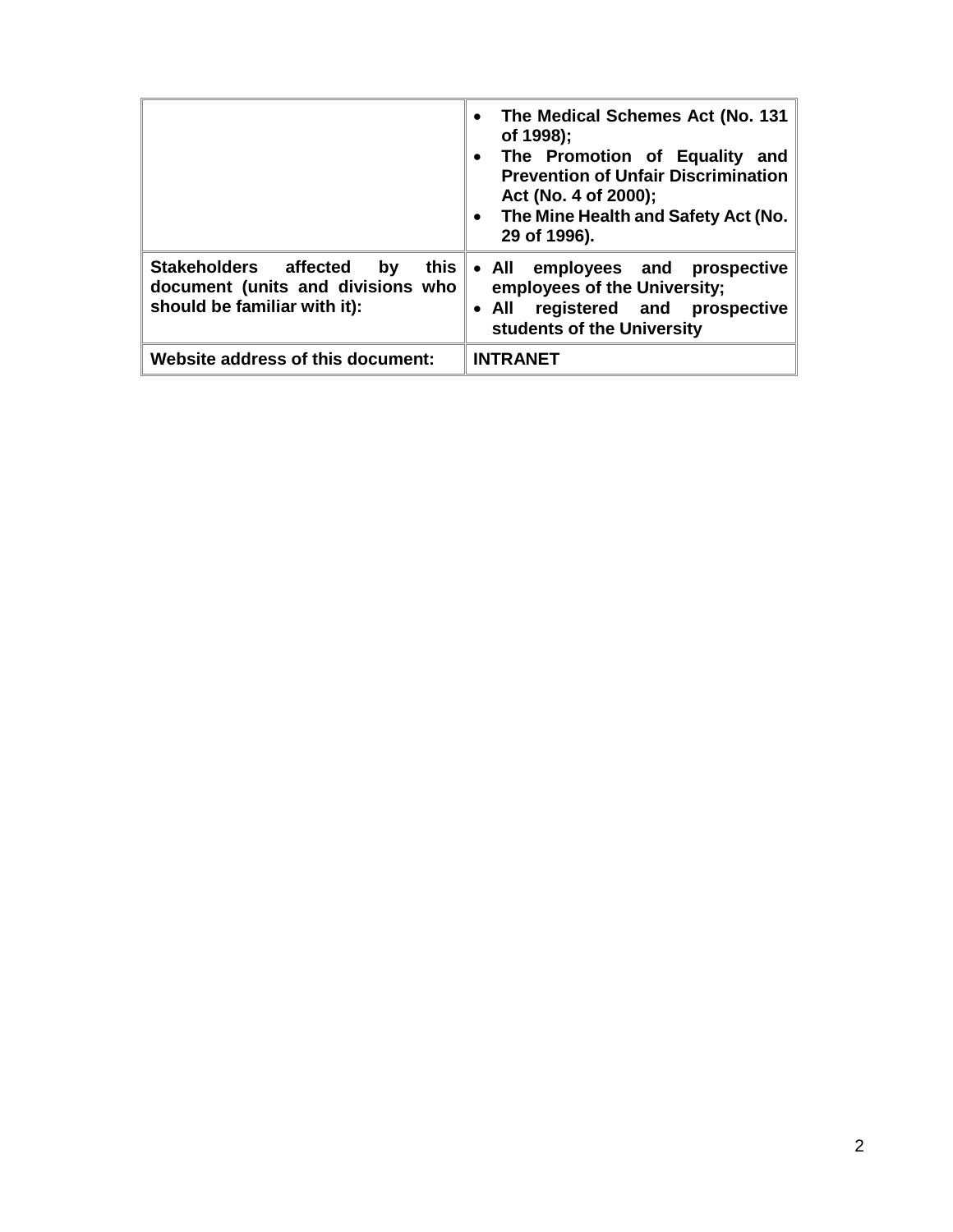| | |
|---|---|
| | • **The Medical Schemes Act (No. 131 of 1998);**<br>• **The Promotion of Equality and Prevention of Unfair Discrimination Act (No. 4 of 2000);**<br>• **The Mine Health and Safety Act (No. 29 of 1996).** |
| **Stakeholders affected by this document (units and divisions who should be familiar with it):** | • **All employees and prospective employees of the University;**<br>• **All registered and prospective students of the University** |
| **Website address of this document:** | **INTRANET** |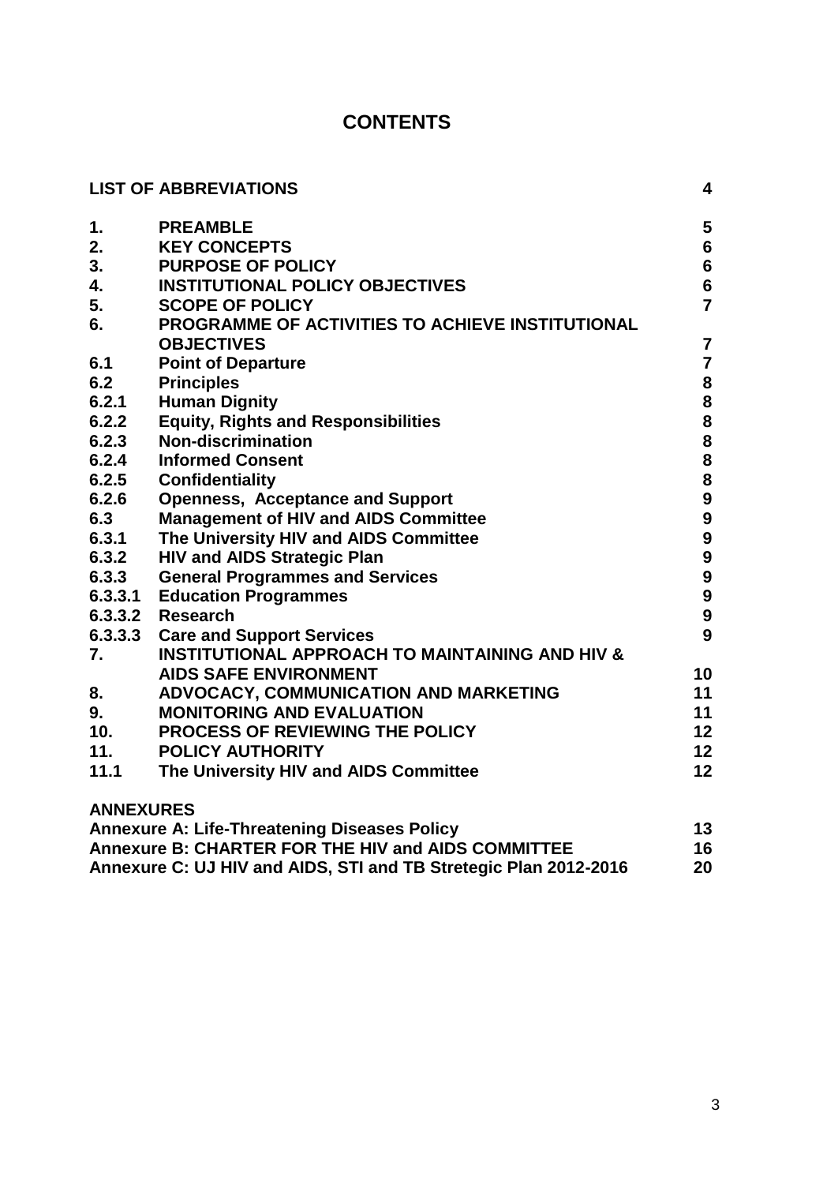# CONTENTS

| | | |
|---|---|---|
| **LIST OF ABBREVIATIONS** | | **4** |
| **1.** | **PREAMBLE** | **5** |
| **2.** | **KEY CONCEPTS** | **6** |
| **3.** | **PURPOSE OF POLICY** | **6** |
| **4.** | **INSTITUTIONAL POLICY OBJECTIVES** | **6** |
| **5.** | **SCOPE OF POLICY** | **7** |
| **6.** | **PROGRAMME OF ACTIVITIES TO ACHIEVE INSTITUTIONAL OBJECTIVES** | **7** |
| **6.1** | **Point of Departure** | **7** |
| **6.2** | **Principles** | **8** |
| **6.2.1** | **Human Dignity** | **8** |
| **6.2.2** | **Equity, Rights and Responsibilities** | **8** |
| **6.2.3** | **Non-discrimination** | **8** |
| **6.2.4** | **Informed Consent** | **8** |
| **6.2.5** | **Confidentiality** | **8** |
| **6.2.6** | **Openness, Acceptance and Support** | **9** |
| **6.3** | **Management of HIV and AIDS Committee** | **9** |
| **6.3.1** | **The University HIV and AIDS Committee** | **9** |
| **6.3.2** | **HIV and AIDS Strategic Plan** | **9** |
| **6.3.3** | **General Programmes and Services** | **9** |
| **6.3.3.1** | **Education Programmes** | **9** |
| **6.3.3.2** | **Research** | **9** |
| **6.3.3.3** | **Care and Support Services** | **9** |
| **7.** | **INSTITUTIONAL APPROACH TO MAINTAINING AND HIV & AIDS SAFE ENVIRONMENT** | **10** |
| **8.** | **ADVOCACY, COMMUNICATION AND MARKETING** | **11** |
| **9.** | **MONITORING AND EVALUATION** | **11** |
| **10.** | **PROCESS OF REVIEWING THE POLICY** | **12** |
| **11.** | **POLICY AUTHORITY** | **12** |
| **11.1** | **The University HIV and AIDS Committee** | **12** |

**ANNEXURES**

| | |
|---|---|
| **Annexure A: Life-Threatening Diseases Policy** | **13** |
| **Annexure B: CHARTER FOR THE HIV and AIDS COMMITTEE** | **16** |
| **Annexure C: UJ HIV and AIDS, STI and TB Stretegic Plan 2012-2016** | **20** |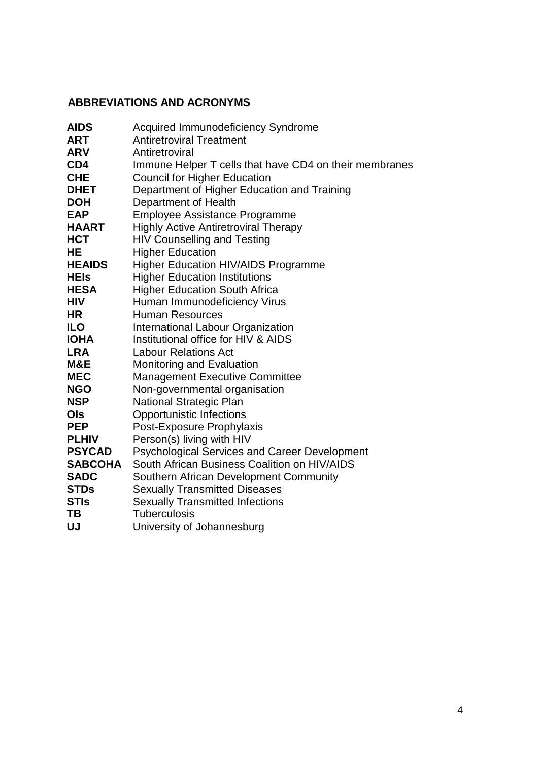## ABBREVIATIONS AND ACRONYMS

| | |
|---|---|
| **AIDS** | Acquired Immunodeficiency Syndrome |
| **ART** | Antiretroviral Treatment |
| **ARV** | Antiretroviral |
| **CD4** | Immune Helper T cells that have CD4 on their membranes |
| **CHE** | Council for Higher Education |
| **DHET** | Department of Higher Education and Training |
| **DOH** | Department of Health |
| **EAP** | Employee Assistance Programme |
| **HAART** | Highly Active Antiretroviral Therapy |
| **HCT** | HIV Counselling and Testing |
| **HE** | Higher Education |
| **HEAIDS** | Higher Education HIV/AIDS Programme |
| **HEIs** | Higher Education Institutions |
| **HESA** | Higher Education South Africa |
| **HIV** | Human Immunodeficiency Virus |
| **HR** | Human Resources |
| **ILO** | International Labour Organization |
| **IOHA** | Institutional office for HIV & AIDS |
| **LRA** | Labour Relations Act |
| **M&E** | Monitoring and Evaluation |
| **MEC** | Management Executive Committee |
| **NGO** | Non-governmental organisation |
| **NSP** | National Strategic Plan |
| **OIs** | Opportunistic Infections |
| **PEP** | Post-Exposure Prophylaxis |
| **PLHIV** | Person(s) living with HIV |
| **PSYCAD** | Psychological Services and Career Development |
| **SABCOHA** | South African Business Coalition on HIV/AIDS |
| **SADC** | Southern African Development Community |
| **STDs** | Sexually Transmitted Diseases |
| **STIs** | Sexually Transmitted Infections |
| **TB** | Tuberculosis |
| **UJ** | University of Johannesburg |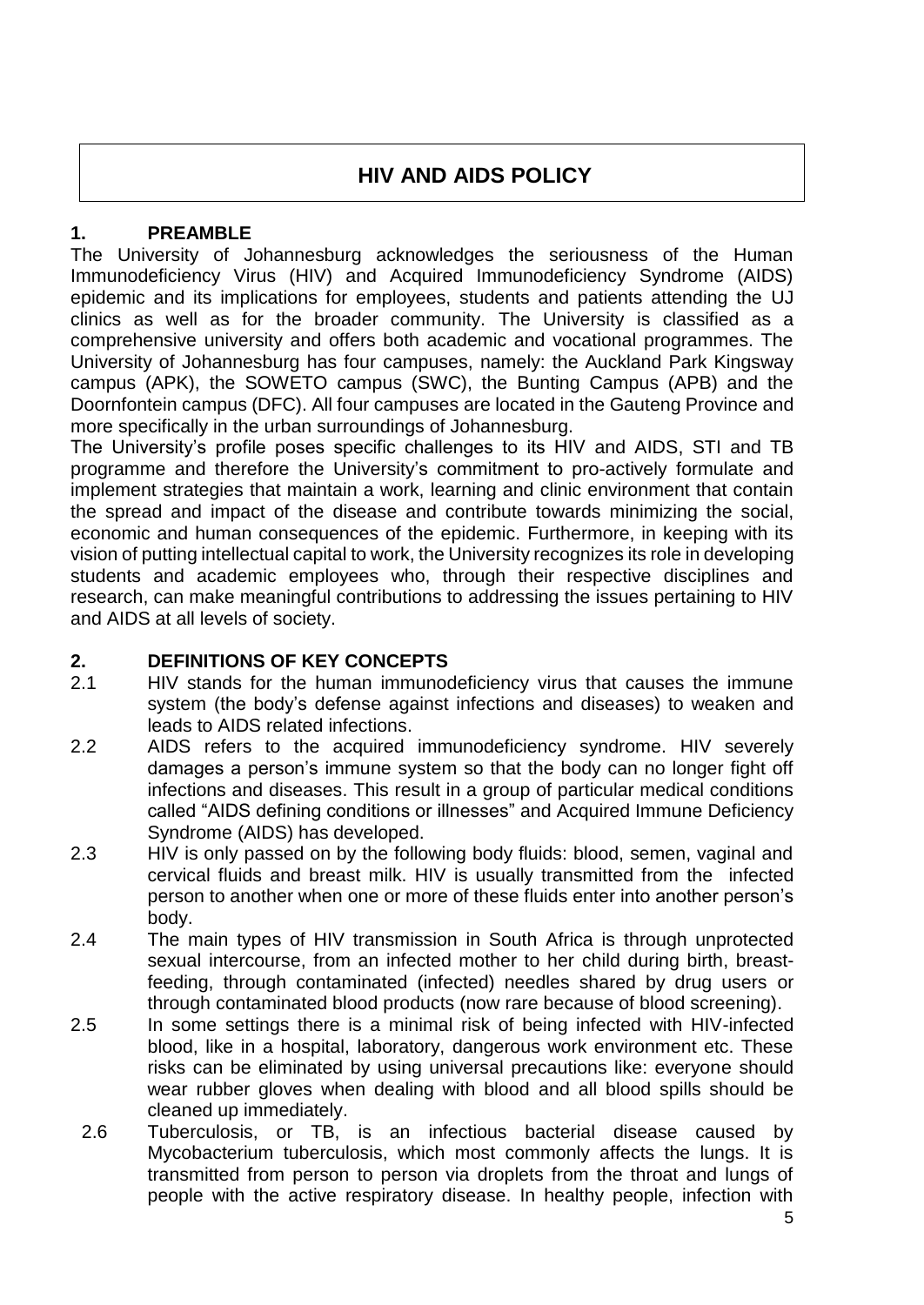# HIV AND AIDS POLICY

## 1. PREAMBLE

The University of Johannesburg acknowledges the seriousness of the Human Immunodeficiency Virus (HIV) and Acquired Immunodeficiency Syndrome (AIDS) epidemic and its implications for employees, students and patients attending the UJ clinics as well as for the broader community. The University is classified as a comprehensive university and offers both academic and vocational programmes. The University of Johannesburg has four campuses, namely: the Auckland Park Kingsway campus (APK), the SOWETO campus (SWC), the Bunting Campus (APB) and the Doornfontein campus (DFC). All four campuses are located in the Gauteng Province and more specifically in the urban surroundings of Johannesburg.

The University's profile poses specific challenges to its HIV and AIDS, STI and TB programme and therefore the University's commitment to pro-actively formulate and implement strategies that maintain a work, learning and clinic environment that contain the spread and impact of the disease and contribute towards minimizing the social, economic and human consequences of the epidemic. Furthermore, in keeping with its vision of putting intellectual capital to work, the University recognizes its role in developing students and academic employees who, through their respective disciplines and research, can make meaningful contributions to addressing the issues pertaining to HIV and AIDS at all levels of society.

## 2. DEFINITIONS OF KEY CONCEPTS

2.1 HIV stands for the human immunodeficiency virus that causes the immune system (the body's defense against infections and diseases) to weaken and leads to AIDS related infections.

2.2 AIDS refers to the acquired immunodeficiency syndrome. HIV severely damages a person's immune system so that the body can no longer fight off infections and diseases. This result in a group of particular medical conditions called "AIDS defining conditions or illnesses" and Acquired Immune Deficiency Syndrome (AIDS) has developed.

2.3 HIV is only passed on by the following body fluids: blood, semen, vaginal and cervical fluids and breast milk. HIV is usually transmitted from the infected person to another when one or more of these fluids enter into another person's body.

2.4 The main types of HIV transmission in South Africa is through unprotected sexual intercourse, from an infected mother to her child during birth, breast-feeding, through contaminated (infected) needles shared by drug users or through contaminated blood products (now rare because of blood screening).

2.5 In some settings there is a minimal risk of being infected with HIV-infected blood, like in a hospital, laboratory, dangerous work environment etc. These risks can be eliminated by using universal precautions like: everyone should wear rubber gloves when dealing with blood and all blood spills should be cleaned up immediately.

2.6 Tuberculosis, or TB, is an infectious bacterial disease caused by Mycobacterium tuberculosis, which most commonly affects the lungs. It is transmitted from person to person via droplets from the throat and lungs of people with the active respiratory disease. In healthy people, infection with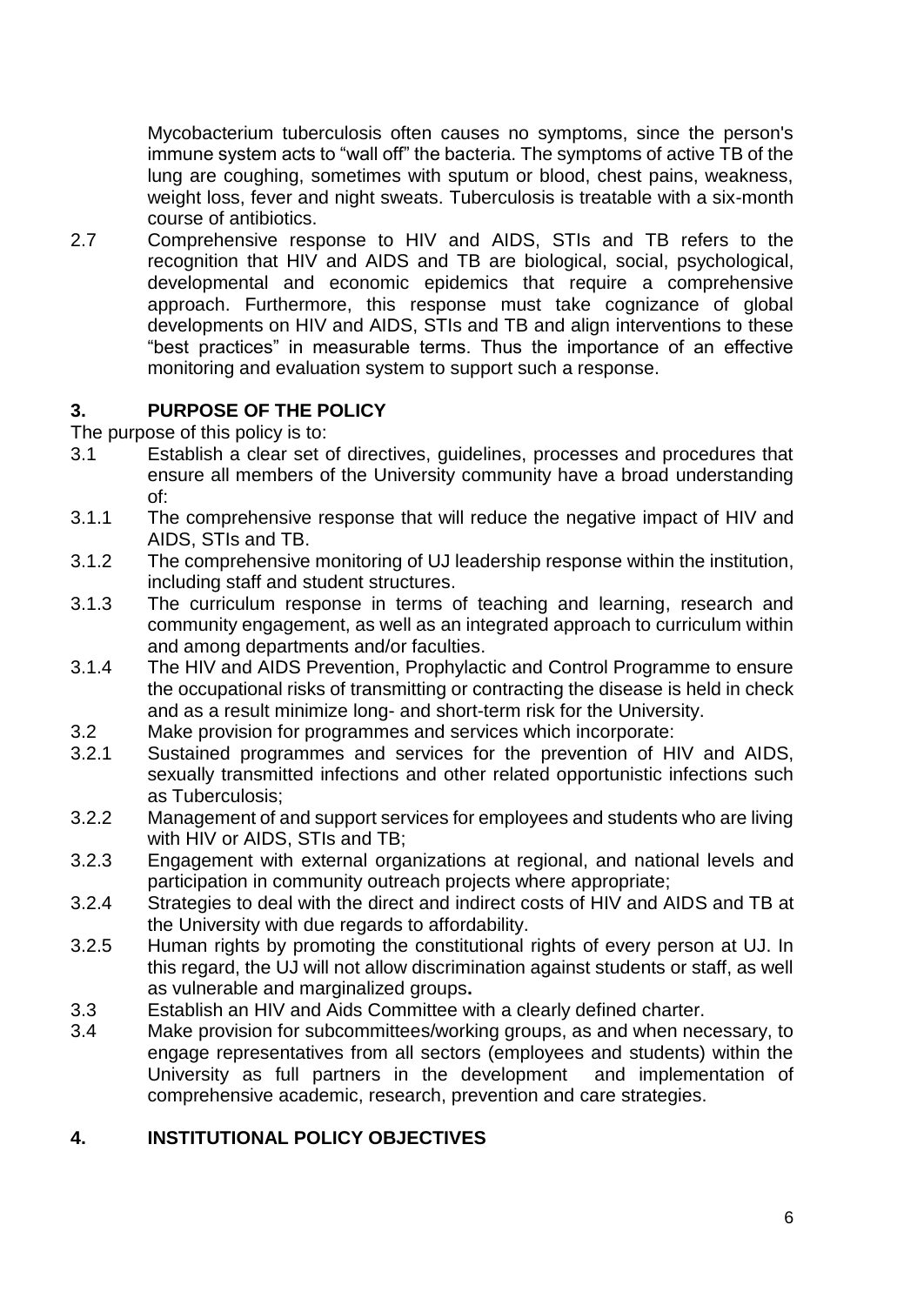Mycobacterium tuberculosis often causes no symptoms, since the person's immune system acts to “wall off” the bacteria. The symptoms of active TB of the lung are coughing, sometimes with sputum or blood, chest pains, weakness, weight loss, fever and night sweats. Tuberculosis is treatable with a six-month course of antibiotics.

2.7 Comprehensive response to HIV and AIDS, STIs and TB refers to the recognition that HIV and AIDS and TB are biological, social, psychological, developmental and economic epidemics that require a comprehensive approach. Furthermore, this response must take cognizance of global developments on HIV and AIDS, STIs and TB and align interventions to these “best practices” in measurable terms. Thus the importance of an effective monitoring and evaluation system to support such a response.

## 3. PURPOSE OF THE POLICY

The purpose of this policy is to:

3.1 Establish a clear set of directives, guidelines, processes and procedures that ensure all members of the University community have a broad understanding of:

3.1.1 The comprehensive response that will reduce the negative impact of HIV and AIDS, STIs and TB.

3.1.2 The comprehensive monitoring of UJ leadership response within the institution, including staff and student structures.

3.1.3 The curriculum response in terms of teaching and learning, research and community engagement, as well as an integrated approach to curriculum within and among departments and/or faculties.

3.1.4 The HIV and AIDS Prevention, Prophylactic and Control Programme to ensure the occupational risks of transmitting or contracting the disease is held in check and as a result minimize long- and short-term risk for the University.

3.2 Make provision for programmes and services which incorporate:

3.2.1 Sustained programmes and services for the prevention of HIV and AIDS, sexually transmitted infections and other related opportunistic infections such as Tuberculosis;

3.2.2 Management of and support services for employees and students who are living with HIV or AIDS, STIs and TB;

3.2.3 Engagement with external organizations at regional, and national levels and participation in community outreach projects where appropriate;

3.2.4 Strategies to deal with the direct and indirect costs of HIV and AIDS and TB at the University with due regards to affordability.

3.2.5 Human rights by promoting the constitutional rights of every person at UJ. In this regard, the UJ will not allow discrimination against students or staff, as well as vulnerable and marginalized groups**.**

3.3 Establish an HIV and Aids Committee with a clearly defined charter.

3.4 Make provision for subcommittees/working groups, as and when necessary, to engage representatives from all sectors (employees and students) within the University as full partners in the development and implementation of comprehensive academic, research, prevention and care strategies.

## 4. INSTITUTIONAL POLICY OBJECTIVES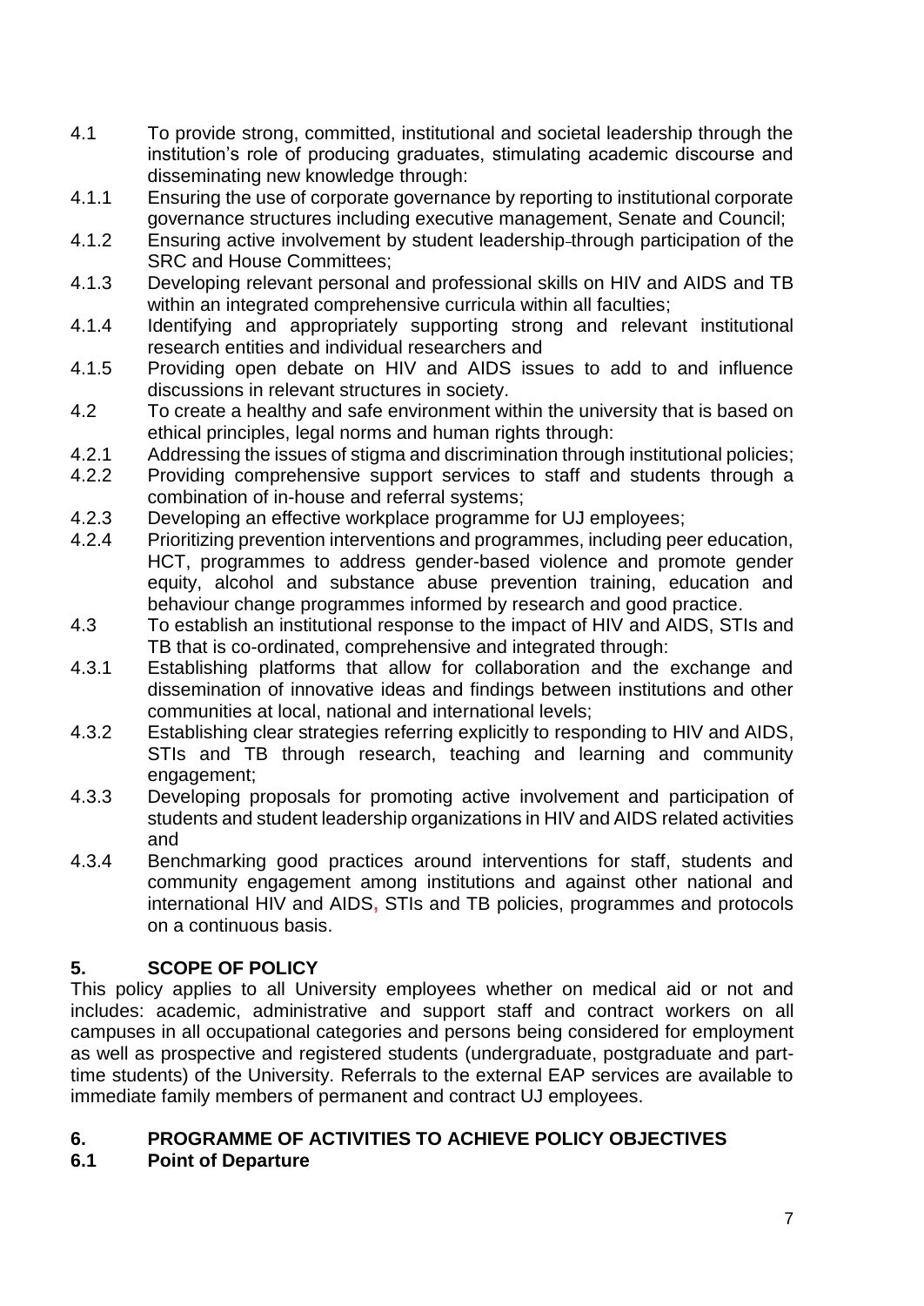4.1 To provide strong, committed, institutional and societal leadership through the institution's role of producing graduates, stimulating academic discourse and disseminating new knowledge through:

4.1.1 Ensuring the use of corporate governance by reporting to institutional corporate governance structures including executive management, Senate and Council;

4.1.2 Ensuring active involvement by student leadership through participation of the SRC and House Committees;

4.1.3 Developing relevant personal and professional skills on HIV and AIDS and TB within an integrated comprehensive curricula within all faculties;

4.1.4 Identifying and appropriately supporting strong and relevant institutional research entities and individual researchers and

4.1.5 Providing open debate on HIV and AIDS issues to add to and influence discussions in relevant structures in society.

4.2 To create a healthy and safe environment within the university that is based on ethical principles, legal norms and human rights through:

4.2.1 Addressing the issues of stigma and discrimination through institutional policies;

4.2.2 Providing comprehensive support services to staff and students through a combination of in-house and referral systems;

4.2.3 Developing an effective workplace programme for UJ employees;

4.2.4 Prioritizing prevention interventions and programmes, including peer education, HCT, programmes to address gender-based violence and promote gender equity, alcohol and substance abuse prevention training, education and behaviour change programmes informed by research and good practice.

4.3 To establish an institutional response to the impact of HIV and AIDS, STIs and TB that is co-ordinated, comprehensive and integrated through:

4.3.1 Establishing platforms that allow for collaboration and the exchange and dissemination of innovative ideas and findings between institutions and other communities at local, national and international levels;

4.3.2 Establishing clear strategies referring explicitly to responding to HIV and AIDS, STIs and TB through research, teaching and learning and community engagement;

4.3.3 Developing proposals for promoting active involvement and participation of students and student leadership organizations in HIV and AIDS related activities and

4.3.4 Benchmarking good practices around interventions for staff, students and community engagement among institutions and against other national and international HIV and AIDS, STIs and TB policies, programmes and protocols on a continuous basis.

## 5. SCOPE OF POLICY

This policy applies to all University employees whether on medical aid or not and includes: academic, administrative and support staff and contract workers on all campuses in all occupational categories and persons being considered for employment as well as prospective and registered students (undergraduate, postgraduate and part-time students) of the University. Referrals to the external EAP services are available to immediate family members of permanent and contract UJ employees.

## 6. PROGRAMME OF ACTIVITIES TO ACHIEVE POLICY OBJECTIVES

### 6.1 Point of Departure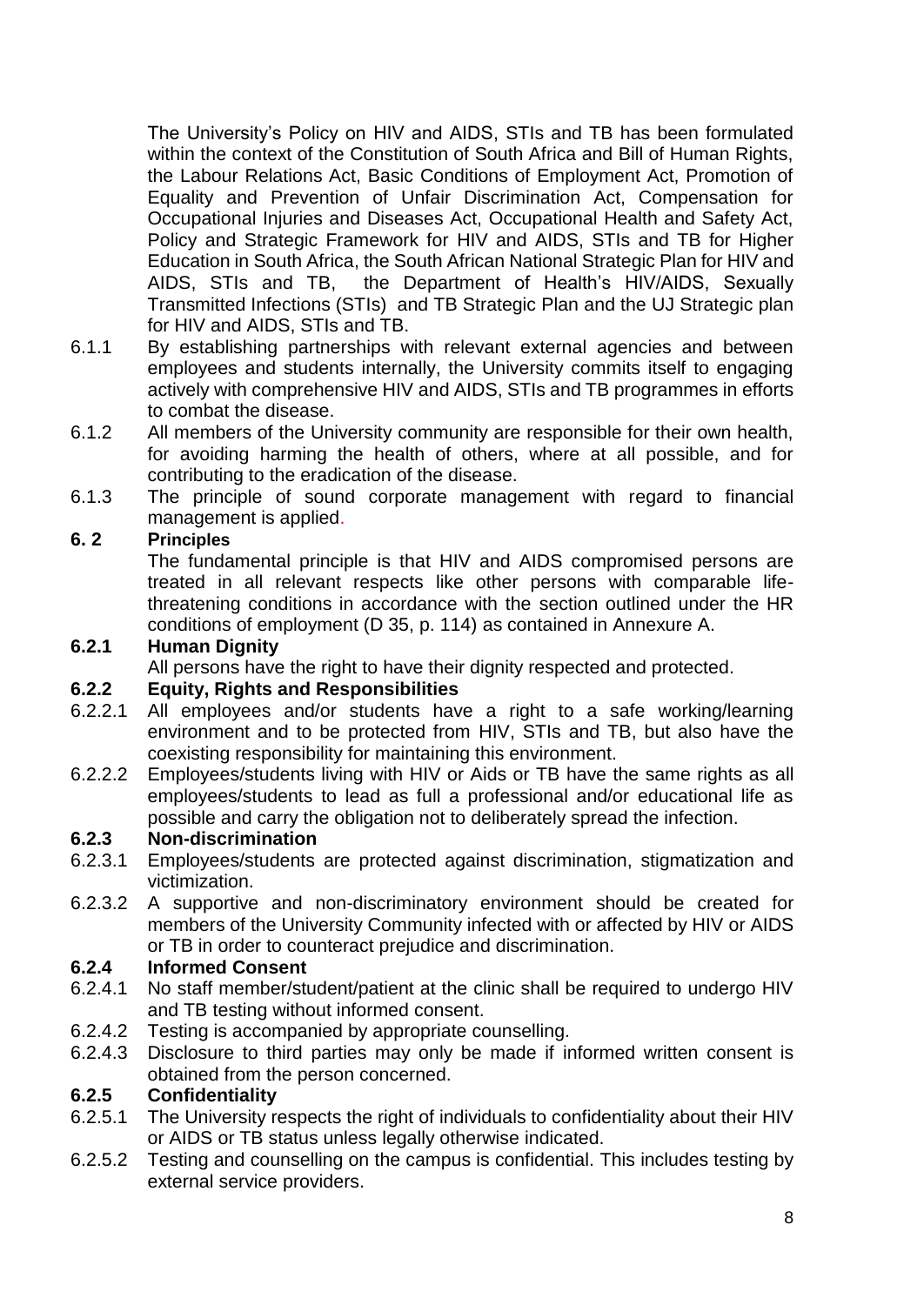The University's Policy on HIV and AIDS, STIs and TB has been formulated within the context of the Constitution of South Africa and Bill of Human Rights, the Labour Relations Act, Basic Conditions of Employment Act, Promotion of Equality and Prevention of Unfair Discrimination Act, Compensation for Occupational Injuries and Diseases Act, Occupational Health and Safety Act, Policy and Strategic Framework for HIV and AIDS, STIs and TB for Higher Education in South Africa, the South African National Strategic Plan for HIV and AIDS, STIs and TB, the Department of Health's HIV/AIDS, Sexually Transmitted Infections (STIs) and TB Strategic Plan and the UJ Strategic plan for HIV and AIDS, STIs and TB.

6.1.1 By establishing partnerships with relevant external agencies and between employees and students internally, the University commits itself to engaging actively with comprehensive HIV and AIDS, STIs and TB programmes in efforts to combat the disease.

6.1.2 All members of the University community are responsible for their own health, for avoiding harming the health of others, where at all possible, and for contributing to the eradication of the disease.

6.1.3 The principle of sound corporate management with regard to financial management is applied.

**6. 2 Principles**

The fundamental principle is that HIV and AIDS compromised persons are treated in all relevant respects like other persons with comparable life-threatening conditions in accordance with the section outlined under the HR conditions of employment (D 35, p. 114) as contained in Annexure A.

**6.2.1 Human Dignity**

All persons have the right to have their dignity respected and protected.

**6.2.2 Equity, Rights and Responsibilities**

6.2.2.1 All employees and/or students have a right to a safe working/learning environment and to be protected from HIV, STIs and TB, but also have the coexisting responsibility for maintaining this environment.

6.2.2.2 Employees/students living with HIV or Aids or TB have the same rights as all employees/students to lead as full a professional and/or educational life as possible and carry the obligation not to deliberately spread the infection.

**6.2.3 Non-discrimination**

6.2.3.1 Employees/students are protected against discrimination, stigmatization and victimization.

6.2.3.2 A supportive and non-discriminatory environment should be created for members of the University Community infected with or affected by HIV or AIDS or TB in order to counteract prejudice and discrimination.

**6.2.4 Informed Consent**

6.2.4.1 No staff member/student/patient at the clinic shall be required to undergo HIV and TB testing without informed consent.

6.2.4.2 Testing is accompanied by appropriate counselling.

6.2.4.3 Disclosure to third parties may only be made if informed written consent is obtained from the person concerned.

**6.2.5 Confidentiality**

6.2.5.1 The University respects the right of individuals to confidentiality about their HIV or AIDS or TB status unless legally otherwise indicated.

6.2.5.2 Testing and counselling on the campus is confidential. This includes testing by external service providers.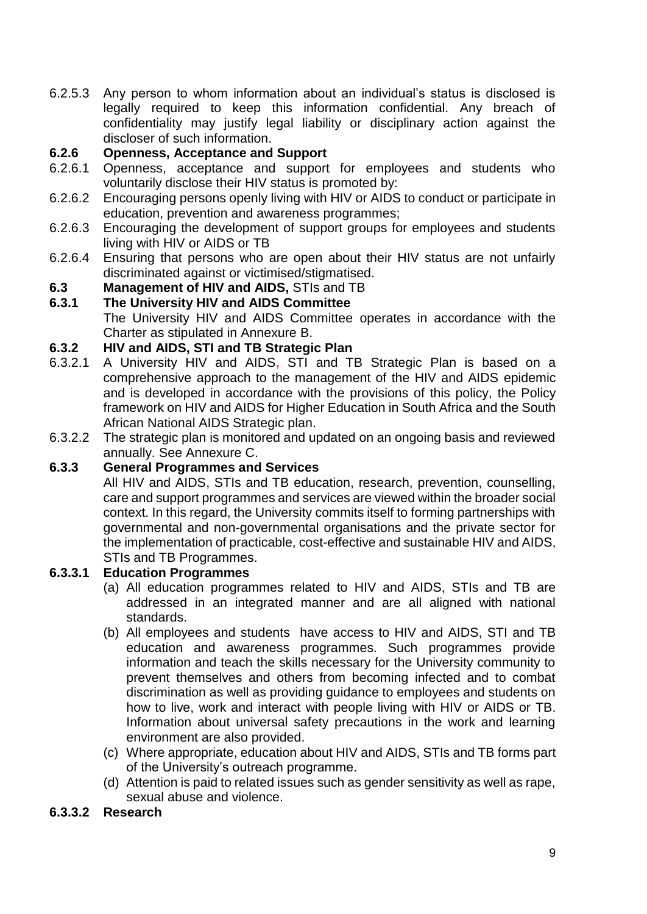6.2.5.3 Any person to whom information about an individual's status is disclosed is legally required to keep this information confidential. Any breach of confidentiality may justify legal liability or disciplinary action against the discloser of such information.

### 6.2.6 Openness, Acceptance and Support

6.2.6.1 Openness, acceptance and support for employees and students who voluntarily disclose their HIV status is promoted by:

6.2.6.2 Encouraging persons openly living with HIV or AIDS to conduct or participate in education, prevention and awareness programmes;

6.2.6.3 Encouraging the development of support groups for employees and students living with HIV or AIDS or TB

6.2.6.4 Ensuring that persons who are open about their HIV status are not unfairly discriminated against or victimised/stigmatised.

## 6.3 Management of HIV and AIDS, STIs and TB

### 6.3.1 The University HIV and AIDS Committee

The University HIV and AIDS Committee operates in accordance with the Charter as stipulated in Annexure B.

### 6.3.2 HIV and AIDS, STI and TB Strategic Plan

6.3.2.1 A University HIV and AIDS, STI and TB Strategic Plan is based on a comprehensive approach to the management of the HIV and AIDS epidemic and is developed in accordance with the provisions of this policy, the Policy framework on HIV and AIDS for Higher Education in South Africa and the South African National AIDS Strategic plan.

6.3.2.2 The strategic plan is monitored and updated on an ongoing basis and reviewed annually. See Annexure C.

### 6.3.3 General Programmes and Services

All HIV and AIDS, STIs and TB education, research, prevention, counselling, care and support programmes and services are viewed within the broader social context. In this regard, the University commits itself to forming partnerships with governmental and non-governmental organisations and the private sector for the implementation of practicable, cost-effective and sustainable HIV and AIDS, STIs and TB Programmes.

#### 6.3.3.1 Education Programmes

(a) All education programmes related to HIV and AIDS, STIs and TB are addressed in an integrated manner and are all aligned with national standards.

(b) All employees and students have access to HIV and AIDS, STI and TB education and awareness programmes. Such programmes provide information and teach the skills necessary for the University community to prevent themselves and others from becoming infected and to combat discrimination as well as providing guidance to employees and students on how to live, work and interact with people living with HIV or AIDS or TB. Information about universal safety precautions in the work and learning environment are also provided.

(c) Where appropriate, education about HIV and AIDS, STIs and TB forms part of the University's outreach programme.

(d) Attention is paid to related issues such as gender sensitivity as well as rape, sexual abuse and violence.

#### 6.3.3.2 Research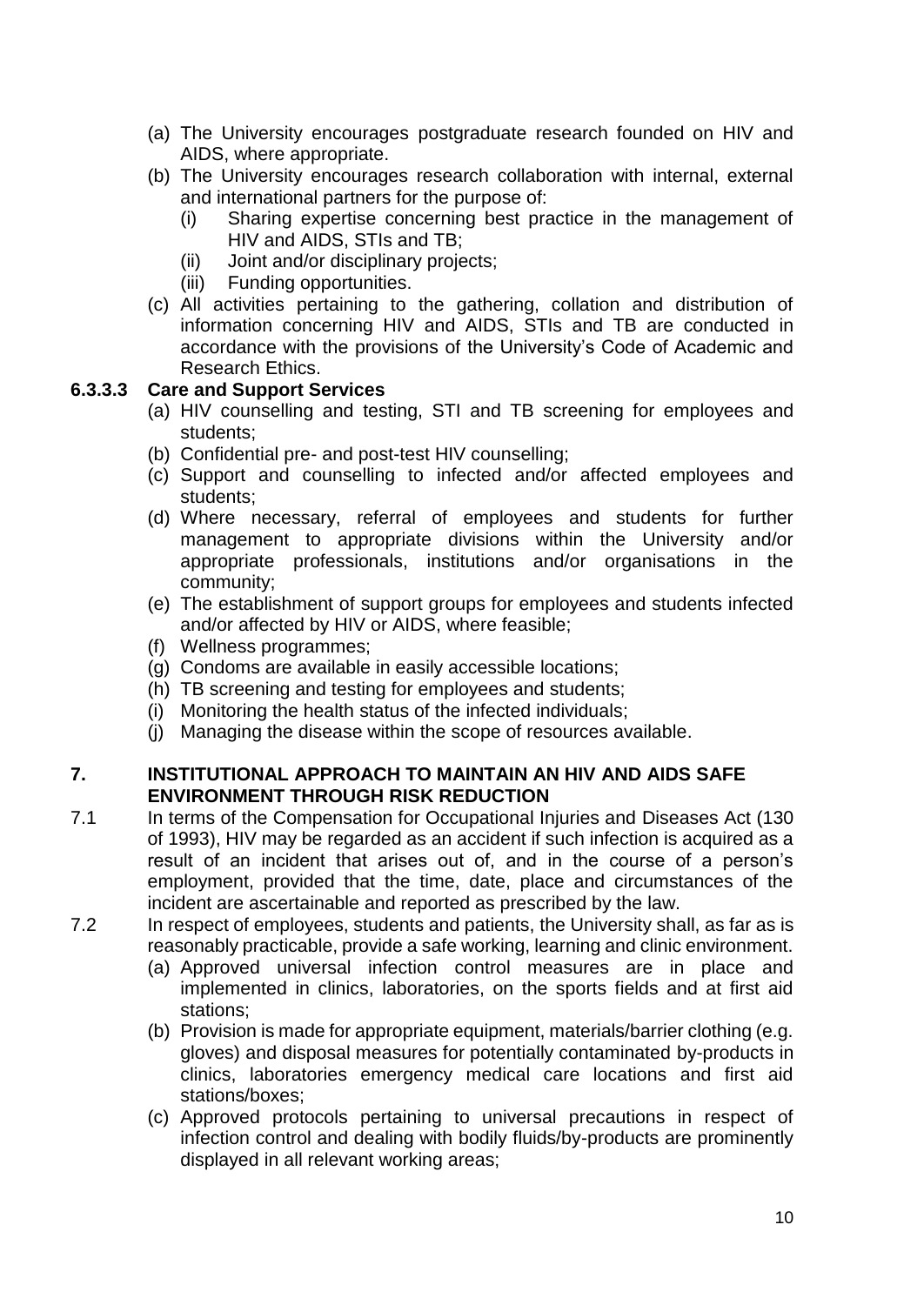(a) The University encourages postgraduate research founded on HIV and AIDS, where appropriate.

(b) The University encourages research collaboration with internal, external and international partners for the purpose of:

  (i) Sharing expertise concerning best practice in the management of HIV and AIDS, STIs and TB;

  (ii) Joint and/or disciplinary projects;

  (iii) Funding opportunities.

(c) All activities pertaining to the gathering, collation and distribution of information concerning HIV and AIDS, STIs and TB are conducted in accordance with the provisions of the University's Code of Academic and Research Ethics.

#### 6.3.3.3 Care and Support Services

(a) HIV counselling and testing, STI and TB screening for employees and students;

(b) Confidential pre- and post-test HIV counselling;

(c) Support and counselling to infected and/or affected employees and students;

(d) Where necessary, referral of employees and students for further management to appropriate divisions within the University and/or appropriate professionals, institutions and/or organisations in the community;

(e) The establishment of support groups for employees and students infected and/or affected by HIV or AIDS, where feasible;

(f) Wellness programmes;

(g) Condoms are available in easily accessible locations;

(h) TB screening and testing for employees and students;

(i) Monitoring the health status of the infected individuals;

(j) Managing the disease within the scope of resources available.

## 7. INSTITUTIONAL APPROACH TO MAINTAIN AN HIV AND AIDS SAFE ENVIRONMENT THROUGH RISK REDUCTION

7.1 In terms of the Compensation for Occupational Injuries and Diseases Act (130 of 1993), HIV may be regarded as an accident if such infection is acquired as a result of an incident that arises out of, and in the course of a person's employment, provided that the time, date, place and circumstances of the incident are ascertainable and reported as prescribed by the law.

7.2 In respect of employees, students and patients, the University shall, as far as is reasonably practicable, provide a safe working, learning and clinic environment.

(a) Approved universal infection control measures are in place and implemented in clinics, laboratories, on the sports fields and at first aid stations;

(b) Provision is made for appropriate equipment, materials/barrier clothing (e.g. gloves) and disposal measures for potentially contaminated by-products in clinics, laboratories emergency medical care locations and first aid stations/boxes;

(c) Approved protocols pertaining to universal precautions in respect of infection control and dealing with bodily fluids/by-products are prominently displayed in all relevant working areas;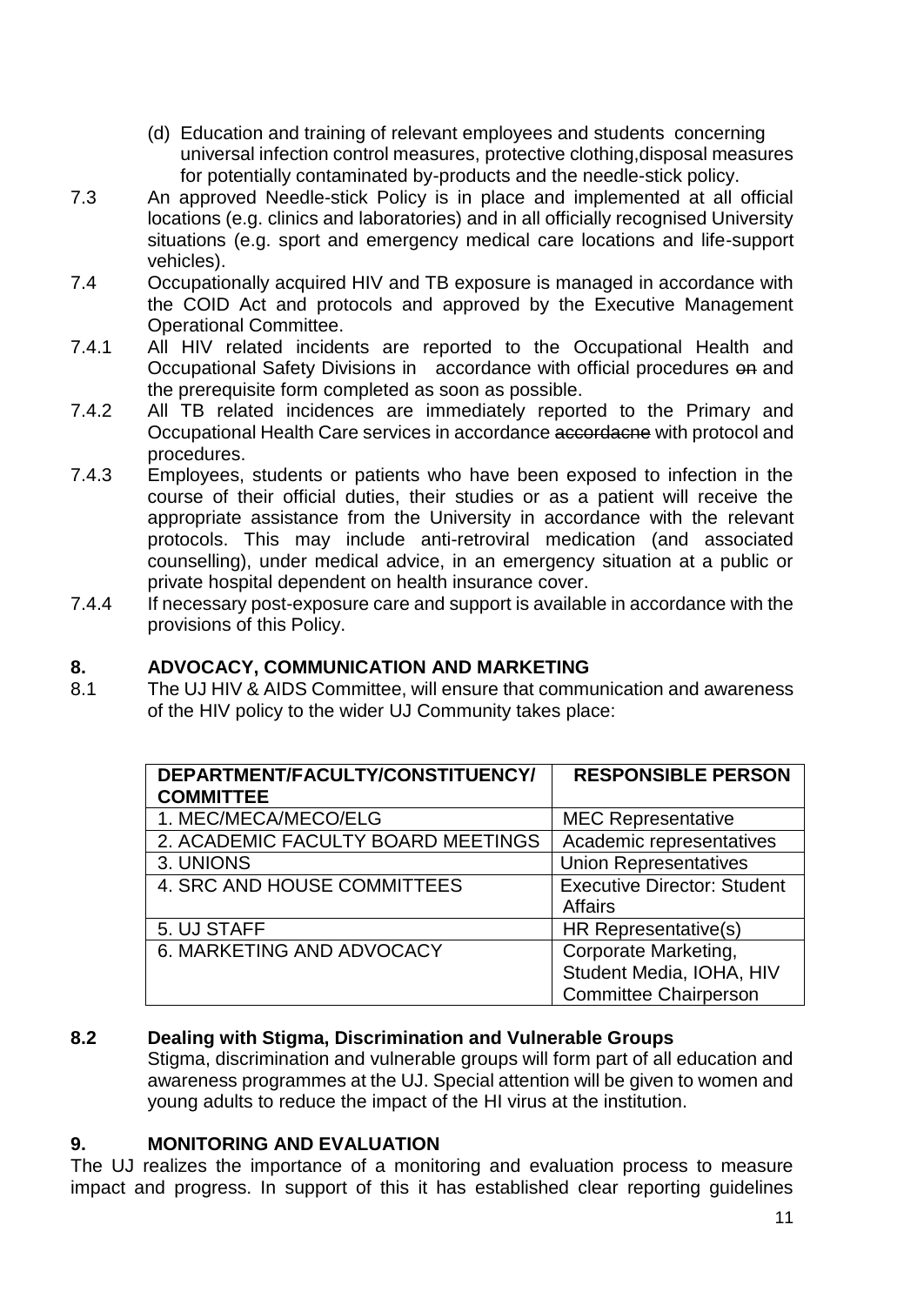(d) Education and training of relevant employees and students concerning universal infection control measures, protective clothing,disposal measures for potentially contaminated by-products and the needle-stick policy.

7.3 An approved Needle-stick Policy is in place and implemented at all official locations (e.g. clinics and laboratories) and in all officially recognised University situations (e.g. sport and emergency medical care locations and life-support vehicles).

7.4 Occupationally acquired HIV and TB exposure is managed in accordance with the COID Act and protocols and approved by the Executive Management Operational Committee.

7.4.1 All HIV related incidents are reported to the Occupational Health and Occupational Safety Divisions in accordance with official procedures ~~on~~ and the prerequisite form completed as soon as possible.

7.4.2 All TB related incidences are immediately reported to the Primary and Occupational Health Care services in accordance ~~accordacne~~ with protocol and procedures.

7.4.3 Employees, students or patients who have been exposed to infection in the course of their official duties, their studies or as a patient will receive the appropriate assistance from the University in accordance with the relevant protocols. This may include anti-retroviral medication (and associated counselling), under medical advice, in an emergency situation at a public or private hospital dependent on health insurance cover.

7.4.4 If necessary post-exposure care and support is available in accordance with the provisions of this Policy.

## 8. ADVOCACY, COMMUNICATION AND MARKETING

8.1 The UJ HIV & AIDS Committee, will ensure that communication and awareness of the HIV policy to the wider UJ Community takes place:

| DEPARTMENT/FACULTY/CONSTITUENCY/ COMMITTEE | RESPONSIBLE PERSON |
|---|---|
| 1. MEC/MECA/MECO/ELG | MEC Representative |
| 2. ACADEMIC FACULTY BOARD MEETINGS | Academic representatives |
| 3. UNIONS | Union Representatives |
| 4. SRC AND HOUSE COMMITTEES | Executive Director: Student Affairs |
| 5. UJ STAFF | HR Representative(s) |
| 6. MARKETING AND ADVOCACY | Corporate Marketing, Student Media, IOHA, HIV Committee Chairperson |

### 8.2 Dealing with Stigma, Discrimination and Vulnerable Groups

Stigma, discrimination and vulnerable groups will form part of all education and awareness programmes at the UJ. Special attention will be given to women and young adults to reduce the impact of the HI virus at the institution.

## 9. MONITORING AND EVALUATION

The UJ realizes the importance of a monitoring and evaluation process to measure impact and progress. In support of this it has established clear reporting guidelines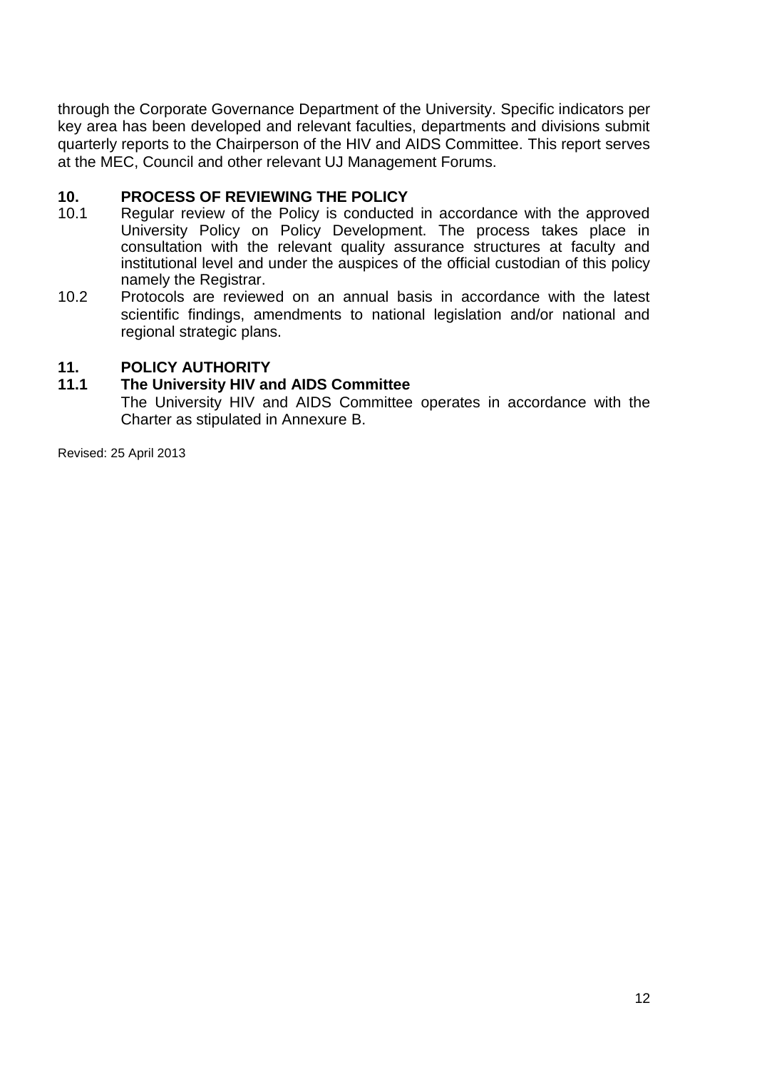through the Corporate Governance Department of the University. Specific indicators per key area has been developed and relevant faculties, departments and divisions submit quarterly reports to the Chairperson of the HIV and AIDS Committee. This report serves at the MEC, Council and other relevant UJ Management Forums.

## 10. PROCESS OF REVIEWING THE POLICY

10.1 Regular review of the Policy is conducted in accordance with the approved University Policy on Policy Development. The process takes place in consultation with the relevant quality assurance structures at faculty and institutional level and under the auspices of the official custodian of this policy namely the Registrar.

10.2 Protocols are reviewed on an annual basis in accordance with the latest scientific findings, amendments to national legislation and/or national and regional strategic plans.

## 11. POLICY AUTHORITY

### 11.1 The University HIV and AIDS Committee

The University HIV and AIDS Committee operates in accordance with the Charter as stipulated in Annexure B.

Revised: 25 April 2013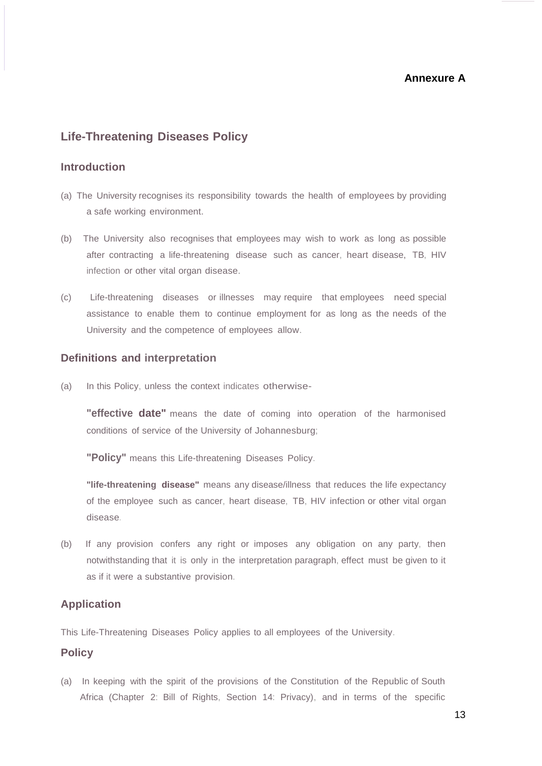**Annexure A**

## Life-Threatening Diseases Policy

### Introduction

(a) The University recognises its responsibility towards the health of employees by providing a safe working environment.

(b) The University also recognises that employees may wish to work as long as possible after contracting a life-threatening disease such as cancer, heart disease, TB, HIV infection or other vital organ disease.

(c) Life-threatening diseases or illnesses may require that employees need special assistance to enable them to continue employment for as long as the needs of the University and the competence of employees allow.

### Definitions and interpretation

(a) In this Policy, unless the context indicates otherwise-

**"effective date"** means the date of coming into operation of the harmonised conditions of service of the University of Johannesburg;

**"Policy"** means this Life-threatening Diseases Policy.

**"life-threatening disease"** means any disease/illness that reduces the life expectancy of the employee such as cancer, heart disease, TB, HIV infection or other vital organ disease.

(b) If any provision confers any right or imposes any obligation on any party, then notwithstanding that it is only in the interpretation paragraph, effect must be given to it as if it were a substantive provision.

### Application

This Life-Threatening Diseases Policy applies to all employees of the University.

### Policy

(a) In keeping with the spirit of the provisions of the Constitution of the Republic of South Africa (Chapter 2: Bill of Rights, Section 14: Privacy), and in terms of the specific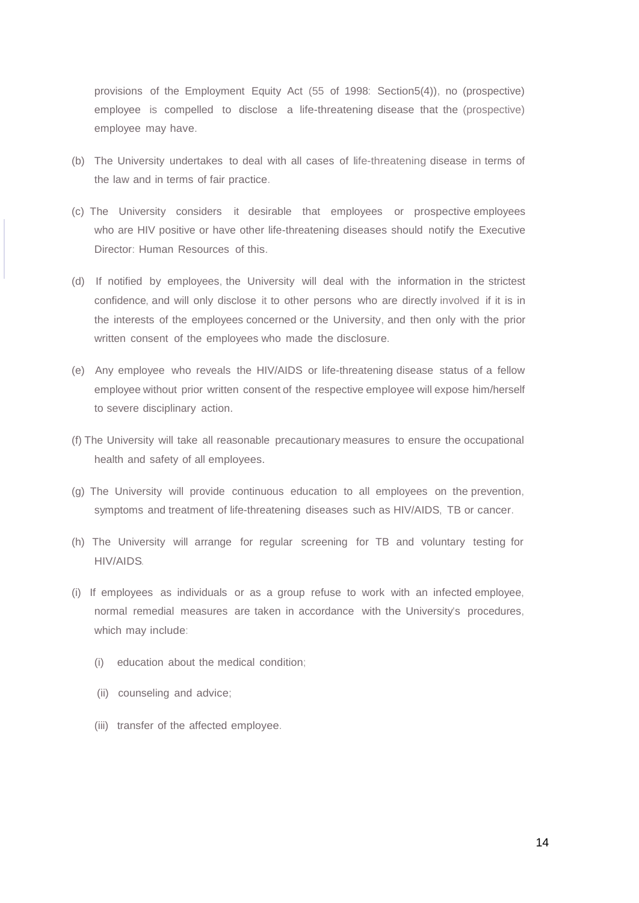provisions of the Employment Equity Act (55 of 1998: Section5(4)), no (prospective) employee is compelled to disclose a life-threatening disease that the (prospective) employee may have.

(b) The University undertakes to deal with all cases of life-threatening disease in terms of the law and in terms of fair practice.

(c) The University considers it desirable that employees or prospective employees who are HIV positive or have other life-threatening diseases should notify the Executive Director: Human Resources of this.

(d) If notified by employees, the University will deal with the information in the strictest confidence, and will only disclose it to other persons who are directly involved if it is in the interests of the employees concerned or the University, and then only with the prior written consent of the employees who made the disclosure.

(e) Any employee who reveals the HIV/AIDS or life-threatening disease status of a fellow employee without prior written consent of the respective employee will expose him/herself to severe disciplinary action.

(f) The University will take all reasonable precautionary measures to ensure the occupational health and safety of all employees.

(g) The University will provide continuous education to all employees on the prevention, symptoms and treatment of life-threatening diseases such as HIV/AIDS, TB or cancer.

(h) The University will arrange for regular screening for TB and voluntary testing for HIV/AIDS.

(i) If employees as individuals or as a group refuse to work with an infected employee, normal remedial measures are taken in accordance with the University's procedures, which may include:

  (i) education about the medical condition;

  (ii) counseling and advice;

  (iii) transfer of the affected employee.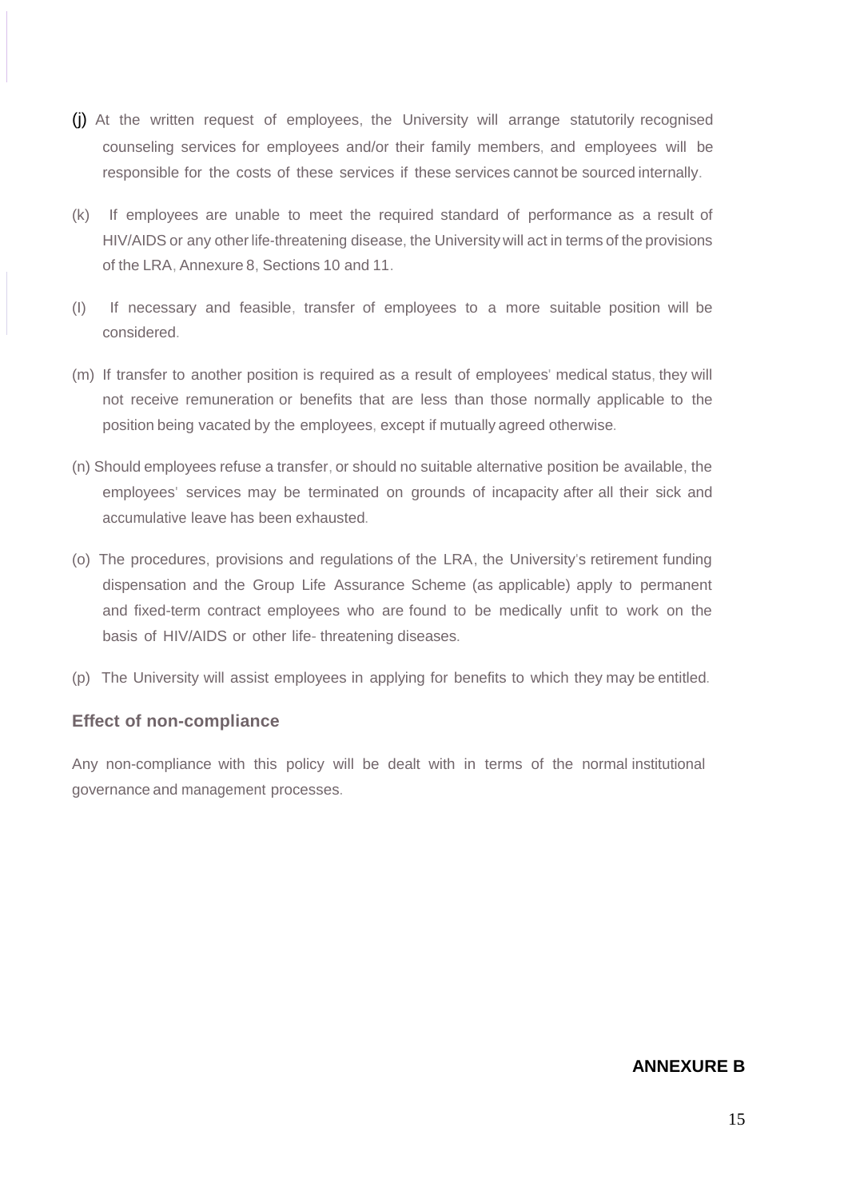(j) At the written request of employees, the University will arrange statutorily recognised counseling services for employees and/or their family members, and employees will be responsible for the costs of these services if these services cannot be sourced internally.

(k) If employees are unable to meet the required standard of performance as a result of HIV/AIDS or any other life-threatening disease, the University will act in terms of the provisions of the LRA, Annexure 8, Sections 10 and 11.

(l) If necessary and feasible, transfer of employees to a more suitable position will be considered.

(m) If transfer to another position is required as a result of employees' medical status, they will not receive remuneration or benefits that are less than those normally applicable to the position being vacated by the employees, except if mutually agreed otherwise.

(n) Should employees refuse a transfer, or should no suitable alternative position be available, the employees' services may be terminated on grounds of incapacity after all their sick and accumulative leave has been exhausted.

(o) The procedures, provisions and regulations of the LRA, the University's retirement funding dispensation and the Group Life Assurance Scheme (as applicable) apply to permanent and fixed-term contract employees who are found to be medically unfit to work on the basis of HIV/AIDS or other life- threatening diseases.

(p) The University will assist employees in applying for benefits to which they may be entitled.

### Effect of non-compliance

Any non-compliance with this policy will be dealt with in terms of the normal institutional governance and management processes.

**ANNEXURE B**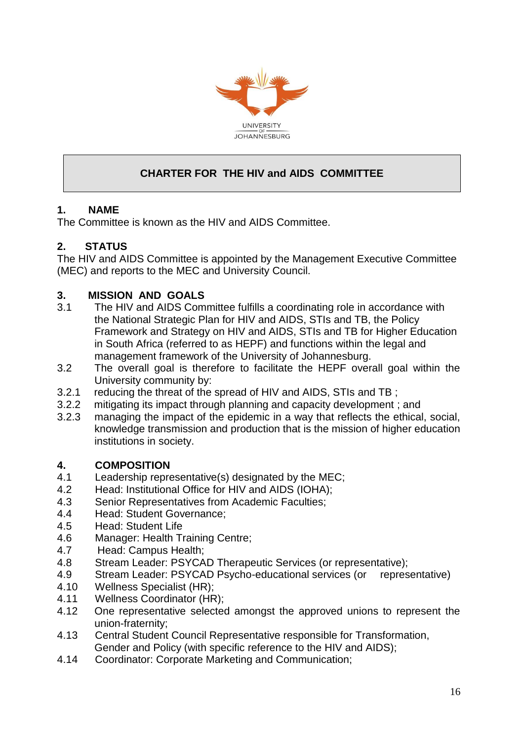UNIVERSITY OF JOHANNESBURG

# CHARTER FOR THE HIV and AIDS COMMITTEE

## 1. NAME

The Committee is known as the HIV and AIDS Committee.

## 2. STATUS

The HIV and AIDS Committee is appointed by the Management Executive Committee (MEC) and reports to the MEC and University Council.

## 3. MISSION AND GOALS

3.1 The HIV and AIDS Committee fulfills a coordinating role in accordance with the National Strategic Plan for HIV and AIDS, STIs and TB, the Policy Framework and Strategy on HIV and AIDS, STIs and TB for Higher Education in South Africa (referred to as HEPF) and functions within the legal and management framework of the University of Johannesburg.

3.2 The overall goal is therefore to facilitate the HEPF overall goal within the University community by:

3.2.1 reducing the threat of the spread of HIV and AIDS, STIs and TB ;

3.2.2 mitigating its impact through planning and capacity development ; and

3.2.3 managing the impact of the epidemic in a way that reflects the ethical, social, knowledge transmission and production that is the mission of higher education institutions in society.

## 4. COMPOSITION

4.1 Leadership representative(s) designated by the MEC;

4.2 Head: Institutional Office for HIV and AIDS (IOHA);

4.3 Senior Representatives from Academic Faculties;

4.4 Head: Student Governance;

4.5 Head: Student Life

4.6 Manager: Health Training Centre;

4.7 Head: Campus Health;

4.8 Stream Leader: PSYCAD Therapeutic Services (or representative);

4.9 Stream Leader: PSYCAD Psycho-educational services (or representative)

4.10 Wellness Specialist (HR);

4.11 Wellness Coordinator (HR);

4.12 One representative selected amongst the approved unions to represent the union-fraternity;

4.13 Central Student Council Representative responsible for Transformation, Gender and Policy (with specific reference to the HIV and AIDS);

4.14 Coordinator: Corporate Marketing and Communication;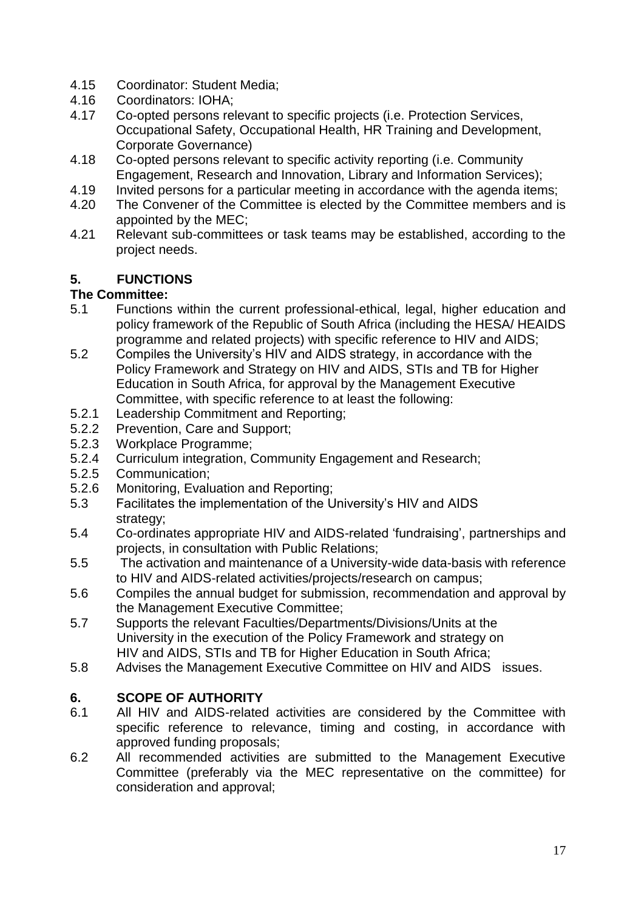4.15 Coordinator: Student Media;

4.16 Coordinators: IOHA;

4.17 Co-opted persons relevant to specific projects (i.e. Protection Services, Occupational Safety, Occupational Health, HR Training and Development, Corporate Governance)

4.18 Co-opted persons relevant to specific activity reporting (i.e. Community Engagement, Research and Innovation, Library and Information Services);

4.19 Invited persons for a particular meeting in accordance with the agenda items;

4.20 The Convener of the Committee is elected by the Committee members and is appointed by the MEC;

4.21 Relevant sub-committees or task teams may be established, according to the project needs.

## 5. FUNCTIONS

**The Committee:**

5.1 Functions within the current professional-ethical, legal, higher education and policy framework of the Republic of South Africa (including the HESA/ HEAIDS programme and related projects) with specific reference to HIV and AIDS;

5.2 Compiles the University's HIV and AIDS strategy, in accordance with the Policy Framework and Strategy on HIV and AIDS, STIs and TB for Higher Education in South Africa, for approval by the Management Executive Committee, with specific reference to at least the following:

5.2.1 Leadership Commitment and Reporting;

5.2.2 Prevention, Care and Support;

5.2.3 Workplace Programme;

5.2.4 Curriculum integration, Community Engagement and Research;

5.2.5 Communication;

5.2.6 Monitoring, Evaluation and Reporting;

5.3 Facilitates the implementation of the University's HIV and AIDS strategy;

5.4 Co-ordinates appropriate HIV and AIDS-related 'fundraising', partnerships and projects, in consultation with Public Relations;

5.5 The activation and maintenance of a University-wide data-basis with reference to HIV and AIDS-related activities/projects/research on campus;

5.6 Compiles the annual budget for submission, recommendation and approval by the Management Executive Committee;

5.7 Supports the relevant Faculties/Departments/Divisions/Units at the University in the execution of the Policy Framework and strategy on HIV and AIDS, STIs and TB for Higher Education in South Africa;

5.8 Advises the Management Executive Committee on HIV and AIDS issues.

## 6. SCOPE OF AUTHORITY

6.1 All HIV and AIDS-related activities are considered by the Committee with specific reference to relevance, timing and costing, in accordance with approved funding proposals;

6.2 All recommended activities are submitted to the Management Executive Committee (preferably via the MEC representative on the committee) for consideration and approval;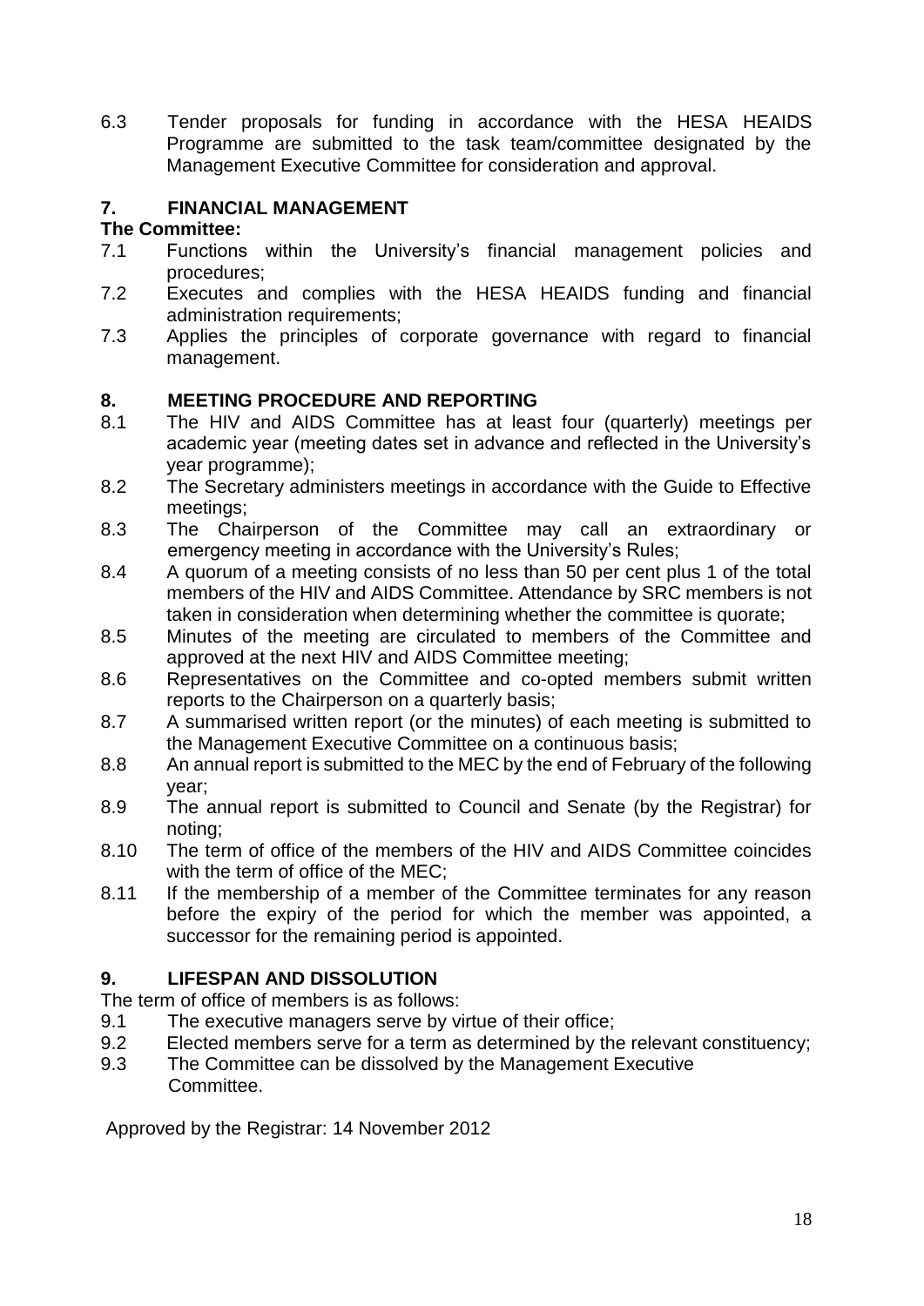6.3 Tender proposals for funding in accordance with the HESA HEAIDS Programme are submitted to the task team/committee designated by the Management Executive Committee for consideration and approval.

## 7. FINANCIAL MANAGEMENT

**The Committee:**

7.1 Functions within the University's financial management policies and procedures;

7.2 Executes and complies with the HESA HEAIDS funding and financial administration requirements;

7.3 Applies the principles of corporate governance with regard to financial management.

## 8. MEETING PROCEDURE AND REPORTING

8.1 The HIV and AIDS Committee has at least four (quarterly) meetings per academic year (meeting dates set in advance and reflected in the University's year programme);

8.2 The Secretary administers meetings in accordance with the Guide to Effective meetings;

8.3 The Chairperson of the Committee may call an extraordinary or emergency meeting in accordance with the University's Rules;

8.4 A quorum of a meeting consists of no less than 50 per cent plus 1 of the total members of the HIV and AIDS Committee. Attendance by SRC members is not taken in consideration when determining whether the committee is quorate;

8.5 Minutes of the meeting are circulated to members of the Committee and approved at the next HIV and AIDS Committee meeting;

8.6 Representatives on the Committee and co-opted members submit written reports to the Chairperson on a quarterly basis;

8.7 A summarised written report (or the minutes) of each meeting is submitted to the Management Executive Committee on a continuous basis;

8.8 An annual report is submitted to the MEC by the end of February of the following year;

8.9 The annual report is submitted to Council and Senate (by the Registrar) for noting;

8.10 The term of office of the members of the HIV and AIDS Committee coincides with the term of office of the MEC;

8.11 If the membership of a member of the Committee terminates for any reason before the expiry of the period for which the member was appointed, a successor for the remaining period is appointed.

## 9. LIFESPAN AND DISSOLUTION

The term of office of members is as follows:

9.1 The executive managers serve by virtue of their office;

9.2 Elected members serve for a term as determined by the relevant constituency;

9.3 The Committee can be dissolved by the Management Executive Committee.

Approved by the Registrar: 14 November 2012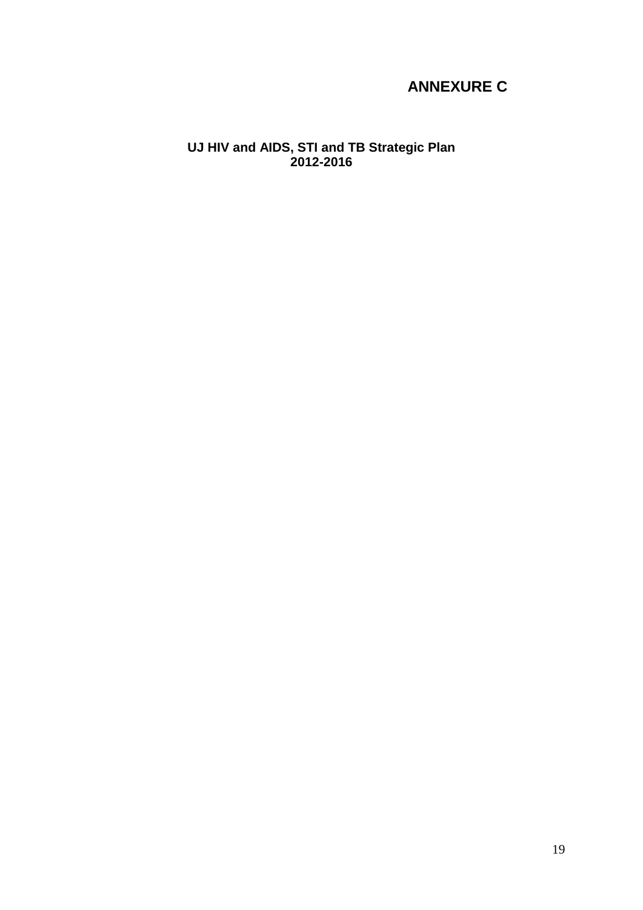# ANNEXURE C

## UJ HIV and AIDS, STI and TB Strategic Plan 2012-2016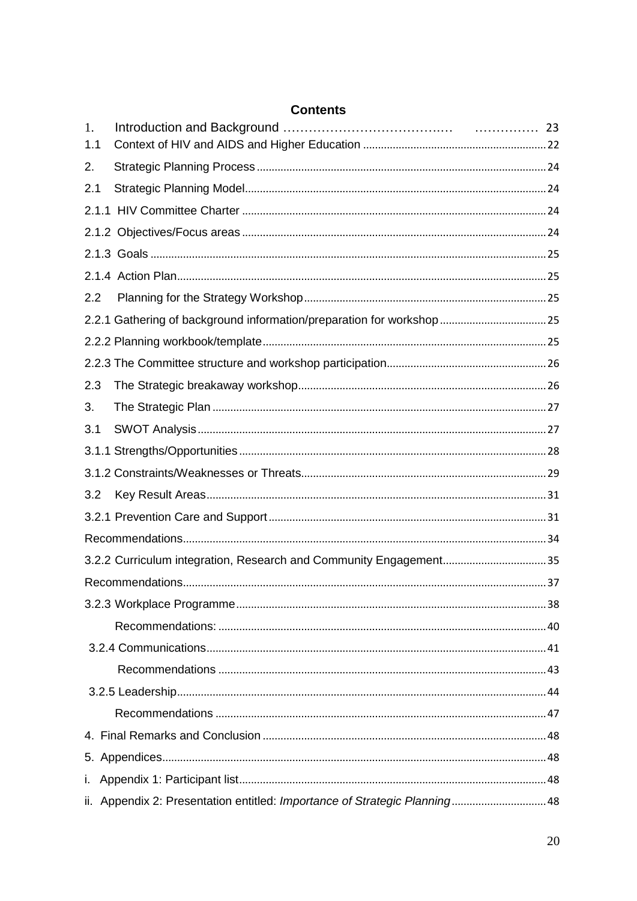## Contents

| | |
|---|---|
| 1. Introduction and Background ………………………………… ………….. | 23 |
| 1.1 Context of HIV and AIDS and Higher Education | 22 |
| 2. Strategic Planning Process | 24 |
| 2.1 Strategic Planning Model | 24 |
| 2.1.1 HIV Committee Charter | 24 |
| 2.1.2 Objectives/Focus areas | 24 |
| 2.1.3 Goals | 25 |
| 2.1.4 Action Plan | 25 |
| 2.2 Planning for the Strategy Workshop | 25 |
| 2.2.1 Gathering of background information/preparation for workshop | 25 |
| 2.2.2 Planning workbook/template | 25 |
| 2.2.3 The Committee structure and workshop participation | 26 |
| 2.3 The Strategic breakaway workshop | 26 |
| 3. The Strategic Plan | 27 |
| 3.1 SWOT Analysis | 27 |
| 3.1.1 Strengths/Opportunities | 28 |
| 3.1.2 Constraints/Weaknesses or Threats | 29 |
| 3.2 Key Result Areas | 31 |
| 3.2.1 Prevention Care and Support | 31 |
| Recommendations | 34 |
| 3.2.2 Curriculum integration, Research and Community Engagement | 35 |
| Recommendations | 37 |
| 3.2.3 Workplace Programme | 38 |
| Recommendations: | 40 |
| 3.2.4 Communications | 41 |
| Recommendations | 43 |
| 3.2.5 Leadership | 44 |
| Recommendations | 47 |
| 4. Final Remarks and Conclusion | 48 |
| 5. Appendices | 48 |
| i. Appendix 1: Participant list | 48 |
| ii. Appendix 2: Presentation entitled: *Importance of Strategic Planning* | 48 |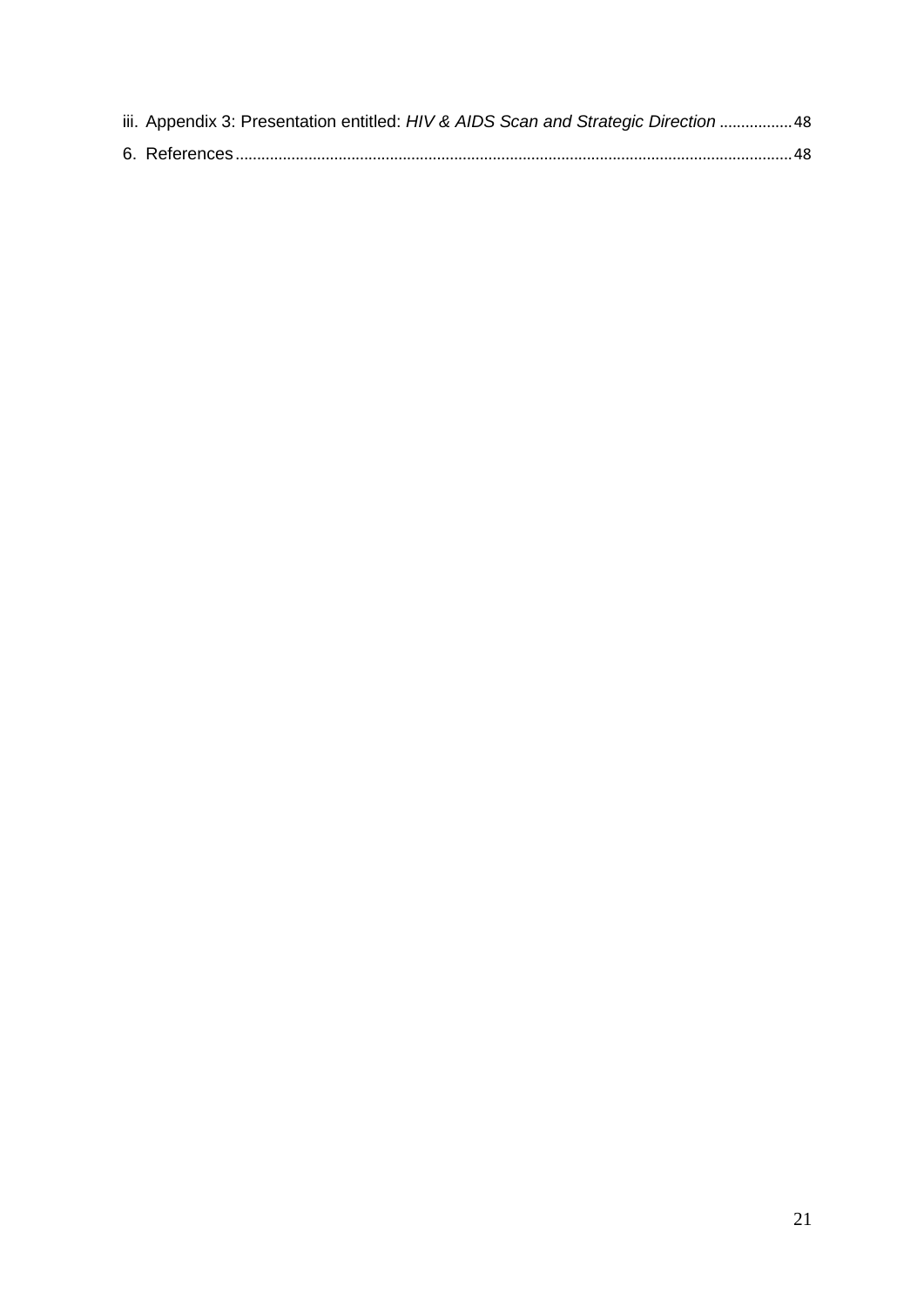iii. Appendix 3: Presentation entitled: *HIV & AIDS Scan and Strategic Direction* ................. 48

6. References ................................................................................................................................ 48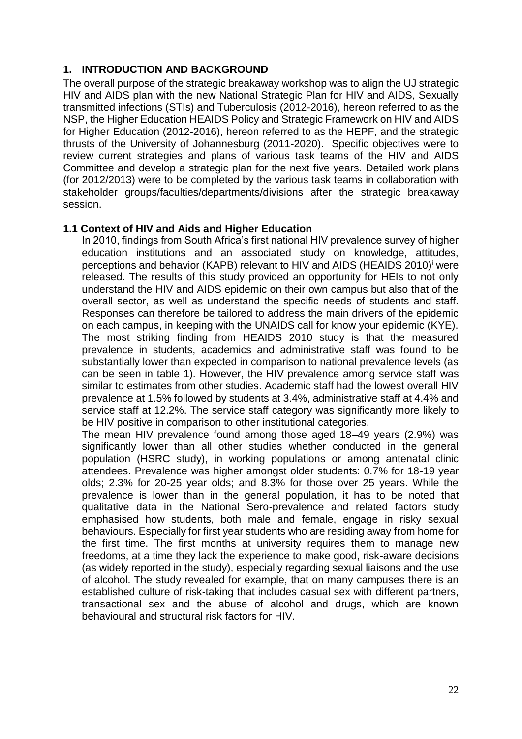## 1. INTRODUCTION AND BACKGROUND

The overall purpose of the strategic breakaway workshop was to align the UJ strategic HIV and AIDS plan with the new National Strategic Plan for HIV and AIDS, Sexually transmitted infections (STIs) and Tuberculosis (2012-2016), hereon referred to as the NSP, the Higher Education HEAIDS Policy and Strategic Framework on HIV and AIDS for Higher Education (2012-2016), hereon referred to as the HEPF, and the strategic thrusts of the University of Johannesburg (2011-2020). Specific objectives were to review current strategies and plans of various task teams of the HIV and AIDS Committee and develop a strategic plan for the next five years. Detailed work plans (for 2012/2013) were to be completed by the various task teams in collaboration with stakeholder groups/faculties/departments/divisions after the strategic breakaway session.

### 1.1 Context of HIV and Aids and Higher Education

In 2010, findings from South Africa's first national HIV prevalence survey of higher education institutions and an associated study on knowledge, attitudes, perceptions and behavior (KAPB) relevant to HIV and AIDS (HEAIDS 2010)[i] were released. The results of this study provided an opportunity for HEIs to not only understand the HIV and AIDS epidemic on their own campus but also that of the overall sector, as well as understand the specific needs of students and staff. Responses can therefore be tailored to address the main drivers of the epidemic on each campus, in keeping with the UNAIDS call for know your epidemic (KYE). The most striking finding from HEAIDS 2010 study is that the measured prevalence in students, academics and administrative staff was found to be substantially lower than expected in comparison to national prevalence levels (as can be seen in table 1). However, the HIV prevalence among service staff was similar to estimates from other studies. Academic staff had the lowest overall HIV prevalence at 1.5% followed by students at 3.4%, administrative staff at 4.4% and service staff at 12.2%. The service staff category was significantly more likely to be HIV positive in comparison to other institutional categories.

The mean HIV prevalence found among those aged 18–49 years (2.9%) was significantly lower than all other studies whether conducted in the general population (HSRC study), in working populations or among antenatal clinic attendees. Prevalence was higher amongst older students: 0.7% for 18-19 year olds; 2.3% for 20-25 year olds; and 8.3% for those over 25 years. While the prevalence is lower than in the general population, it has to be noted that qualitative data in the National Sero-prevalence and related factors study emphasised how students, both male and female, engage in risky sexual behaviours. Especially for first year students who are residing away from home for the first time. The first months at university requires them to manage new freedoms, at a time they lack the experience to make good, risk-aware decisions (as widely reported in the study), especially regarding sexual liaisons and the use of alcohol. The study revealed for example, that on many campuses there is an established culture of risk-taking that includes casual sex with different partners, transactional sex and the abuse of alcohol and drugs, which are known behavioural and structural risk factors for HIV.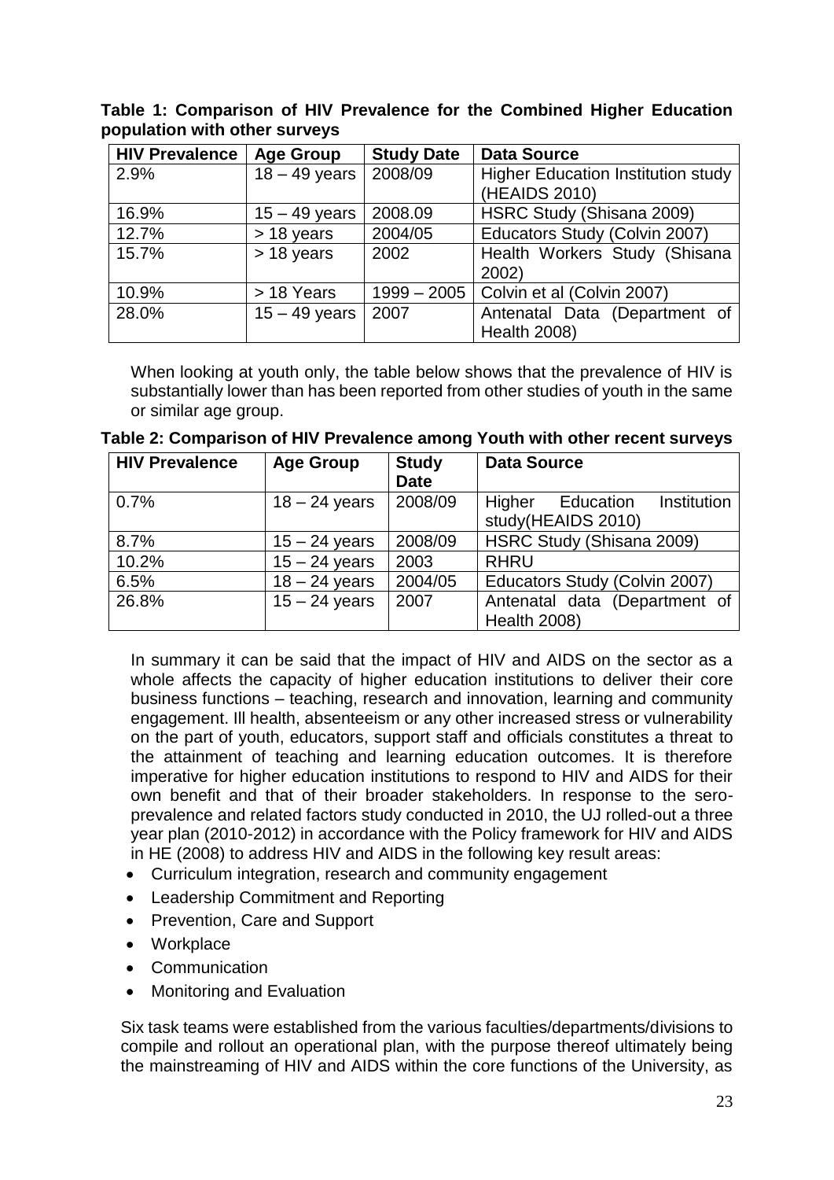**Table 1: Comparison of HIV Prevalence for the Combined Higher Education population with other surveys**

| HIV Prevalence | Age Group | Study Date | Data Source |
|---|---|---|---|
| 2.9% | 18 – 49 years | 2008/09 | Higher Education Institution study (HEAIDS 2010) |
| 16.9% | 15 – 49 years | 2008.09 | HSRC Study (Shisana 2009) |
| 12.7% | > 18 years | 2004/05 | Educators Study (Colvin 2007) |
| 15.7% | > 18 years | 2002 | Health Workers Study (Shisana 2002) |
| 10.9% | > 18 Years | 1999 – 2005 | Colvin et al (Colvin 2007) |
| 28.0% | 15 – 49 years | 2007 | Antenatal Data (Department of Health 2008) |

When looking at youth only, the table below shows that the prevalence of HIV is substantially lower than has been reported from other studies of youth in the same or similar age group.

**Table 2: Comparison of HIV Prevalence among Youth with other recent surveys**

| HIV Prevalence | Age Group | Study Date | Data Source |
|---|---|---|---|
| 0.7% | 18 – 24 years | 2008/09 | Higher Education Institution study(HEAIDS 2010) |
| 8.7% | 15 – 24 years | 2008/09 | HSRC Study (Shisana 2009) |
| 10.2% | 15 – 24 years | 2003 | RHRU |
| 6.5% | 18 – 24 years | 2004/05 | Educators Study (Colvin 2007) |
| 26.8% | 15 – 24 years | 2007 | Antenatal data (Department of Health 2008) |

In summary it can be said that the impact of HIV and AIDS on the sector as a whole affects the capacity of higher education institutions to deliver their core business functions – teaching, research and innovation, learning and community engagement. Ill health, absenteeism or any other increased stress or vulnerability on the part of youth, educators, support staff and officials constitutes a threat to the attainment of teaching and learning education outcomes. It is therefore imperative for higher education institutions to respond to HIV and AIDS for their own benefit and that of their broader stakeholders. In response to the sero-prevalence and related factors study conducted in 2010, the UJ rolled-out a three year plan (2010-2012) in accordance with the Policy framework for HIV and AIDS in HE (2008) to address HIV and AIDS in the following key result areas:

- Curriculum integration, research and community engagement
- Leadership Commitment and Reporting
- Prevention, Care and Support
- Workplace
- Communication
- Monitoring and Evaluation

Six task teams were established from the various faculties/departments/divisions to compile and rollout an operational plan, with the purpose thereof ultimately being the mainstreaming of HIV and AIDS within the core functions of the University, as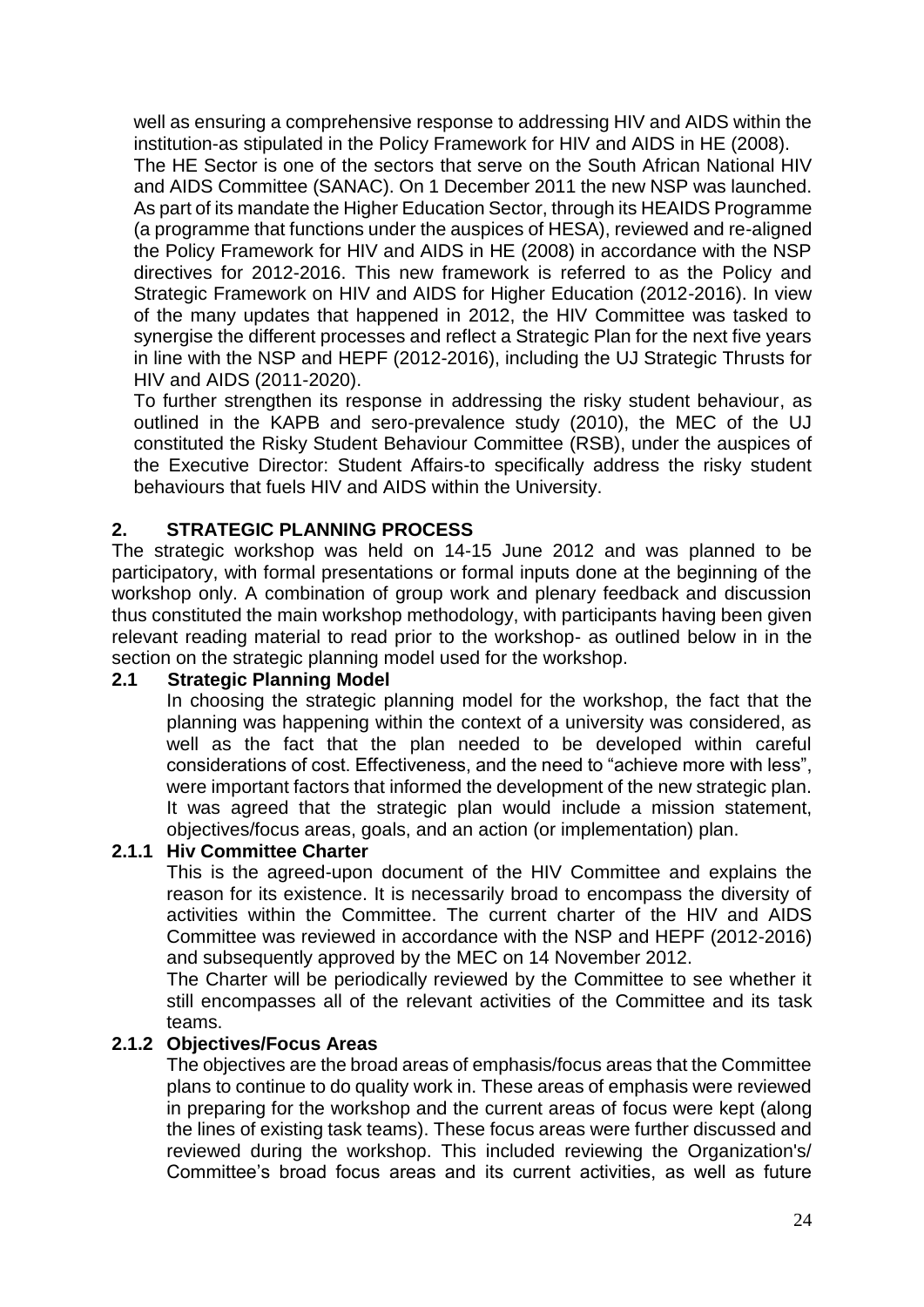well as ensuring a comprehensive response to addressing HIV and AIDS within the institution-as stipulated in the Policy Framework for HIV and AIDS in HE (2008).

The HE Sector is one of the sectors that serve on the South African National HIV and AIDS Committee (SANAC). On 1 December 2011 the new NSP was launched. As part of its mandate the Higher Education Sector, through its HEAIDS Programme (a programme that functions under the auspices of HESA), reviewed and re-aligned the Policy Framework for HIV and AIDS in HE (2008) in accordance with the NSP directives for 2012-2016. This new framework is referred to as the Policy and Strategic Framework on HIV and AIDS for Higher Education (2012-2016). In view of the many updates that happened in 2012, the HIV Committee was tasked to synergise the different processes and reflect a Strategic Plan for the next five years in line with the NSP and HEPF (2012-2016), including the UJ Strategic Thrusts for HIV and AIDS (2011-2020).

To further strengthen its response in addressing the risky student behaviour, as outlined in the KAPB and sero-prevalence study (2010), the MEC of the UJ constituted the Risky Student Behaviour Committee (RSB), under the auspices of the Executive Director: Student Affairs-to specifically address the risky student behaviours that fuels HIV and AIDS within the University.

## 2. STRATEGIC PLANNING PROCESS

The strategic workshop was held on 14-15 June 2012 and was planned to be participatory, with formal presentations or formal inputs done at the beginning of the workshop only. A combination of group work and plenary feedback and discussion thus constituted the main workshop methodology, with participants having been given relevant reading material to read prior to the workshop- as outlined below in in the section on the strategic planning model used for the workshop.

### 2.1 Strategic Planning Model

In choosing the strategic planning model for the workshop, the fact that the planning was happening within the context of a university was considered, as well as the fact that the plan needed to be developed within careful considerations of cost. Effectiveness, and the need to "achieve more with less", were important factors that informed the development of the new strategic plan. It was agreed that the strategic plan would include a mission statement, objectives/focus areas, goals, and an action (or implementation) plan.

#### 2.1.1 Hiv Committee Charter

This is the agreed-upon document of the HIV Committee and explains the reason for its existence. It is necessarily broad to encompass the diversity of activities within the Committee. The current charter of the HIV and AIDS Committee was reviewed in accordance with the NSP and HEPF (2012-2016) and subsequently approved by the MEC on 14 November 2012.

The Charter will be periodically reviewed by the Committee to see whether it still encompasses all of the relevant activities of the Committee and its task teams.

#### 2.1.2 Objectives/Focus Areas

The objectives are the broad areas of emphasis/focus areas that the Committee plans to continue to do quality work in. These areas of emphasis were reviewed in preparing for the workshop and the current areas of focus were kept (along the lines of existing task teams). These focus areas were further discussed and reviewed during the workshop. This included reviewing the Organization's/ Committee's broad focus areas and its current activities, as well as future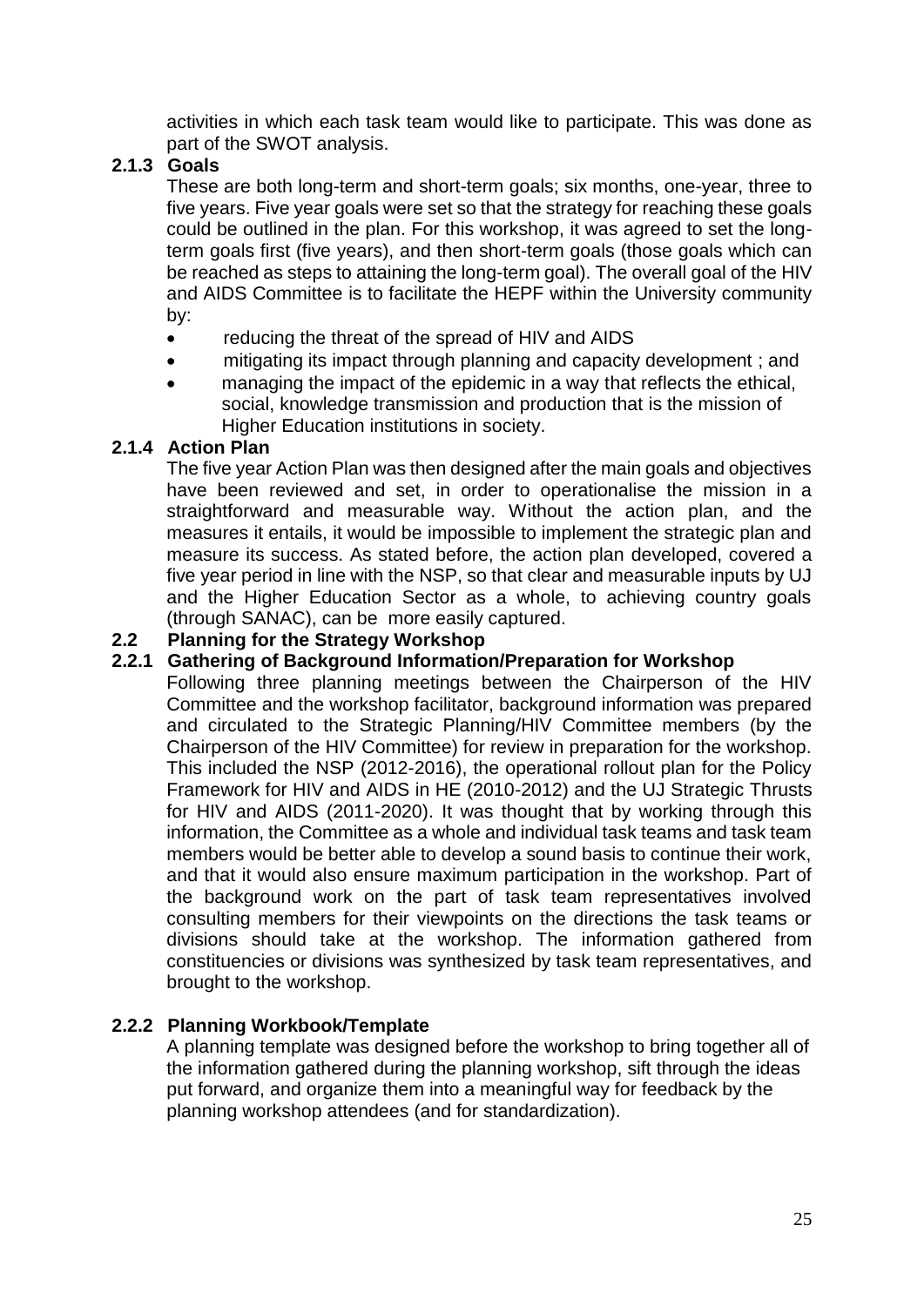activities in which each task team would like to participate. This was done as part of the SWOT analysis.

### 2.1.3 Goals

These are both long-term and short-term goals; six months, one-year, three to five years. Five year goals were set so that the strategy for reaching these goals could be outlined in the plan. For this workshop, it was agreed to set the long-term goals first (five years), and then short-term goals (those goals which can be reached as steps to attaining the long-term goal). The overall goal of the HIV and AIDS Committee is to facilitate the HEPF within the University community by:

- reducing the threat of the spread of HIV and AIDS
- mitigating its impact through planning and capacity development ; and
- managing the impact of the epidemic in a way that reflects the ethical, social, knowledge transmission and production that is the mission of Higher Education institutions in society.

### 2.1.4 Action Plan

The five year Action Plan was then designed after the main goals and objectives have been reviewed and set, in order to operationalise the mission in a straightforward and measurable way. Without the action plan, and the measures it entails, it would be impossible to implement the strategic plan and measure its success. As stated before, the action plan developed, covered a five year period in line with the NSP, so that clear and measurable inputs by UJ and the Higher Education Sector as a whole, to achieving country goals (through SANAC), can be more easily captured.

## 2.2 Planning for the Strategy Workshop

### 2.2.1 Gathering of Background Information/Preparation for Workshop

Following three planning meetings between the Chairperson of the HIV Committee and the workshop facilitator, background information was prepared and circulated to the Strategic Planning/HIV Committee members (by the Chairperson of the HIV Committee) for review in preparation for the workshop. This included the NSP (2012-2016), the operational rollout plan for the Policy Framework for HIV and AIDS in HE (2010-2012) and the UJ Strategic Thrusts for HIV and AIDS (2011-2020). It was thought that by working through this information, the Committee as a whole and individual task teams and task team members would be better able to develop a sound basis to continue their work, and that it would also ensure maximum participation in the workshop. Part of the background work on the part of task team representatives involved consulting members for their viewpoints on the directions the task teams or divisions should take at the workshop. The information gathered from constituencies or divisions was synthesized by task team representatives, and brought to the workshop.

### 2.2.2 Planning Workbook/Template

A planning template was designed before the workshop to bring together all of the information gathered during the planning workshop, sift through the ideas put forward, and organize them into a meaningful way for feedback by the planning workshop attendees (and for standardization).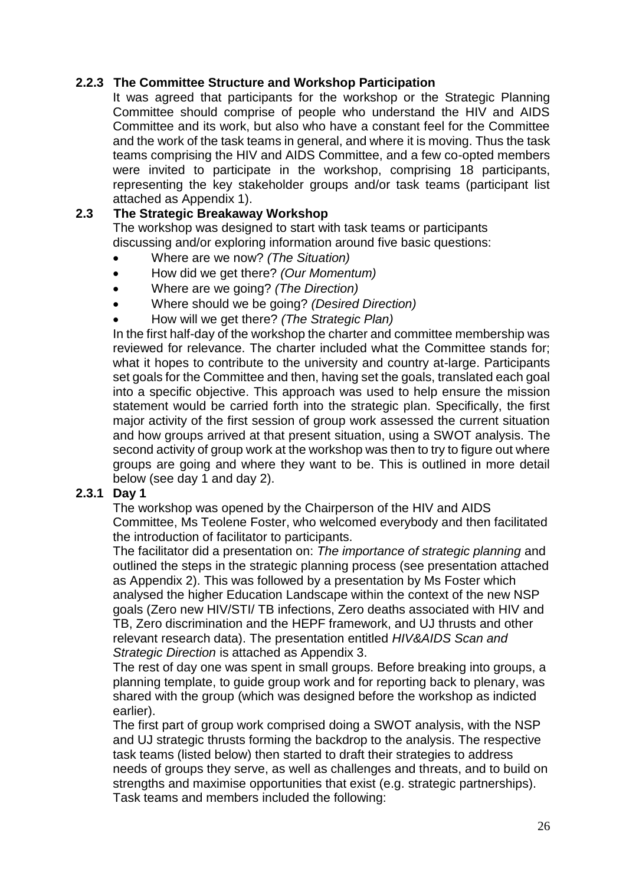### 2.2.3 The Committee Structure and Workshop Participation

It was agreed that participants for the workshop or the Strategic Planning Committee should comprise of people who understand the HIV and AIDS Committee and its work, but also who have a constant feel for the Committee and the work of the task teams in general, and where it is moving. Thus the task teams comprising the HIV and AIDS Committee, and a few co-opted members were invited to participate in the workshop, comprising 18 participants, representing the key stakeholder groups and/or task teams (participant list attached as Appendix 1).

## 2.3 The Strategic Breakaway Workshop

The workshop was designed to start with task teams or participants discussing and/or exploring information around five basic questions:

- Where are we now? *(The Situation)*
- How did we get there? *(Our Momentum)*
- Where are we going? *(The Direction)*
- Where should we be going? *(Desired Direction)*
- How will we get there? *(The Strategic Plan)*

In the first half-day of the workshop the charter and committee membership was reviewed for relevance. The charter included what the Committee stands for; what it hopes to contribute to the university and country at-large. Participants set goals for the Committee and then, having set the goals, translated each goal into a specific objective. This approach was used to help ensure the mission statement would be carried forth into the strategic plan. Specifically, the first major activity of the first session of group work assessed the current situation and how groups arrived at that present situation, using a SWOT analysis. The second activity of group work at the workshop was then to try to figure out where groups are going and where they want to be. This is outlined in more detail below (see day 1 and day 2).

### 2.3.1 Day 1

The workshop was opened by the Chairperson of the HIV and AIDS Committee, Ms Teolene Foster, who welcomed everybody and then facilitated the introduction of facilitator to participants.

The facilitator did a presentation on: *The importance of strategic planning* and outlined the steps in the strategic planning process (see presentation attached as Appendix 2). This was followed by a presentation by Ms Foster which analysed the higher Education Landscape within the context of the new NSP goals (Zero new HIV/STI/ TB infections, Zero deaths associated with HIV and TB, Zero discrimination and the HEPF framework, and UJ thrusts and other relevant research data). The presentation entitled *HIV&AIDS Scan and Strategic Direction* is attached as Appendix 3.

The rest of day one was spent in small groups. Before breaking into groups, a planning template, to guide group work and for reporting back to plenary, was shared with the group (which was designed before the workshop as indicted earlier).

The first part of group work comprised doing a SWOT analysis, with the NSP and UJ strategic thrusts forming the backdrop to the analysis. The respective task teams (listed below) then started to draft their strategies to address needs of groups they serve, as well as challenges and threats, and to build on strengths and maximise opportunities that exist (e.g. strategic partnerships). Task teams and members included the following: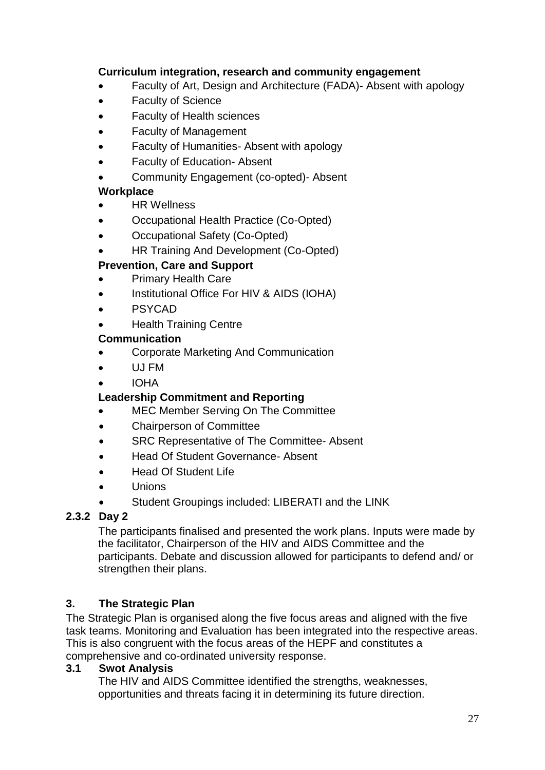**Curriculum integration, research and community engagement**

- Faculty of Art, Design and Architecture (FADA)- Absent with apology
- Faculty of Science
- Faculty of Health sciences
- Faculty of Management
- Faculty of Humanities- Absent with apology
- Faculty of Education- Absent
- Community Engagement (co-opted)- Absent

**Workplace**

- HR Wellness
- Occupational Health Practice (Co-Opted)
- Occupational Safety (Co-Opted)
- HR Training And Development (Co-Opted)

**Prevention, Care and Support**

- Primary Health Care
- Institutional Office For HIV & AIDS (IOHA)
- PSYCAD
- Health Training Centre

**Communication**

- Corporate Marketing And Communication
- UJ FM
- IOHA

**Leadership Commitment and Reporting**

- MEC Member Serving On The Committee
- Chairperson of Committee
- SRC Representative of The Committee- Absent
- Head Of Student Governance- Absent
- Head Of Student Life
- Unions
- Student Groupings included: LIBERATI and the LINK

#### 2.3.2 Day 2

The participants finalised and presented the work plans. Inputs were made by the facilitator, Chairperson of the HIV and AIDS Committee and the participants. Debate and discussion allowed for participants to defend and/ or strengthen their plans.

## 3. The Strategic Plan

The Strategic Plan is organised along the five focus areas and aligned with the five task teams. Monitoring and Evaluation has been integrated into the respective areas. This is also congruent with the focus areas of the HEPF and constitutes a comprehensive and co-ordinated university response.

### 3.1 Swot Analysis

The HIV and AIDS Committee identified the strengths, weaknesses, opportunities and threats facing it in determining its future direction.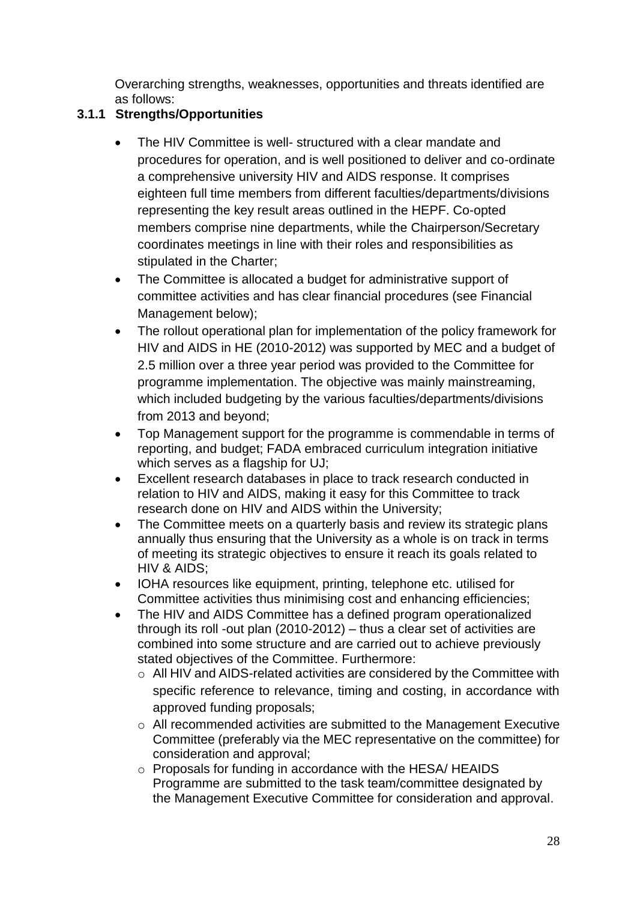Overarching strengths, weaknesses, opportunities and threats identified are as follows:

### 3.1.1 Strengths/Opportunities

- The HIV Committee is well- structured with a clear mandate and procedures for operation, and is well positioned to deliver and co-ordinate a comprehensive university HIV and AIDS response. It comprises eighteen full time members from different faculties/departments/divisions representing the key result areas outlined in the HEPF. Co-opted members comprise nine departments, while the Chairperson/Secretary coordinates meetings in line with their roles and responsibilities as stipulated in the Charter;
- The Committee is allocated a budget for administrative support of committee activities and has clear financial procedures (see Financial Management below);
- The rollout operational plan for implementation of the policy framework for HIV and AIDS in HE (2010-2012) was supported by MEC and a budget of 2.5 million over a three year period was provided to the Committee for programme implementation. The objective was mainly mainstreaming, which included budgeting by the various faculties/departments/divisions from 2013 and beyond;
- Top Management support for the programme is commendable in terms of reporting, and budget; FADA embraced curriculum integration initiative which serves as a flagship for UJ;
- Excellent research databases in place to track research conducted in relation to HIV and AIDS, making it easy for this Committee to track research done on HIV and AIDS within the University;
- The Committee meets on a quarterly basis and review its strategic plans annually thus ensuring that the University as a whole is on track in terms of meeting its strategic objectives to ensure it reach its goals related to HIV & AIDS;
- IOHA resources like equipment, printing, telephone etc. utilised for Committee activities thus minimising cost and enhancing efficiencies;
- The HIV and AIDS Committee has a defined program operationalized through its roll -out plan (2010-2012) – thus a clear set of activities are combined into some structure and are carried out to achieve previously stated objectives of the Committee. Furthermore:
  - All HIV and AIDS-related activities are considered by the Committee with specific reference to relevance, timing and costing, in accordance with approved funding proposals;
  - All recommended activities are submitted to the Management Executive Committee (preferably via the MEC representative on the committee) for consideration and approval;
  - Proposals for funding in accordance with the HESA/ HEAIDS Programme are submitted to the task team/committee designated by the Management Executive Committee for consideration and approval.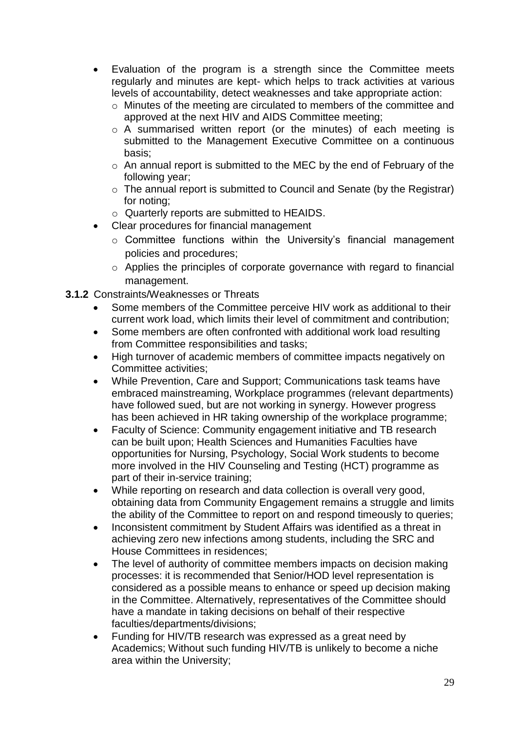- Evaluation of the program is a strength since the Committee meets regularly and minutes are kept- which helps to track activities at various levels of accountability, detect weaknesses and take appropriate action:
  - Minutes of the meeting are circulated to members of the committee and approved at the next HIV and AIDS Committee meeting;
  - A summarised written report (or the minutes) of each meeting is submitted to the Management Executive Committee on a continuous basis;
  - An annual report is submitted to the MEC by the end of February of the following year;
  - The annual report is submitted to Council and Senate (by the Registrar) for noting;
  - Quarterly reports are submitted to HEAIDS.
- Clear procedures for financial management
  - Committee functions within the University's financial management policies and procedures;
  - Applies the principles of corporate governance with regard to financial management.

**3.1.2** Constraints/Weaknesses or Threats

- Some members of the Committee perceive HIV work as additional to their current work load, which limits their level of commitment and contribution;
- Some members are often confronted with additional work load resulting from Committee responsibilities and tasks;
- High turnover of academic members of committee impacts negatively on Committee activities;
- While Prevention, Care and Support; Communications task teams have embraced mainstreaming, Workplace programmes (relevant departments) have followed sued, but are not working in synergy. However progress has been achieved in HR taking ownership of the workplace programme;
- Faculty of Science: Community engagement initiative and TB research can be built upon; Health Sciences and Humanities Faculties have opportunities for Nursing, Psychology, Social Work students to become more involved in the HIV Counseling and Testing (HCT) programme as part of their in-service training;
- While reporting on research and data collection is overall very good, obtaining data from Community Engagement remains a struggle and limits the ability of the Committee to report on and respond timeously to queries;
- Inconsistent commitment by Student Affairs was identified as a threat in achieving zero new infections among students, including the SRC and House Committees in residences;
- The level of authority of committee members impacts on decision making processes: it is recommended that Senior/HOD level representation is considered as a possible means to enhance or speed up decision making in the Committee. Alternatively, representatives of the Committee should have a mandate in taking decisions on behalf of their respective faculties/departments/divisions;
- Funding for HIV/TB research was expressed as a great need by Academics; Without such funding HIV/TB is unlikely to become a niche area within the University;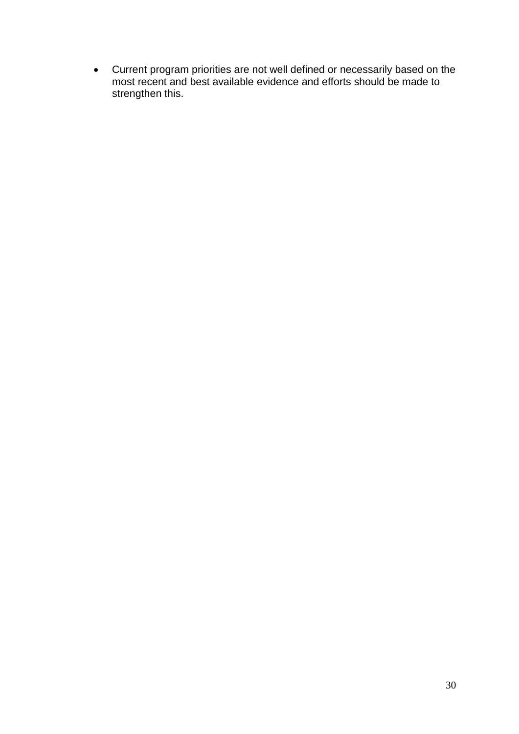- Current program priorities are not well defined or necessarily based on the most recent and best available evidence and efforts should be made to strengthen this.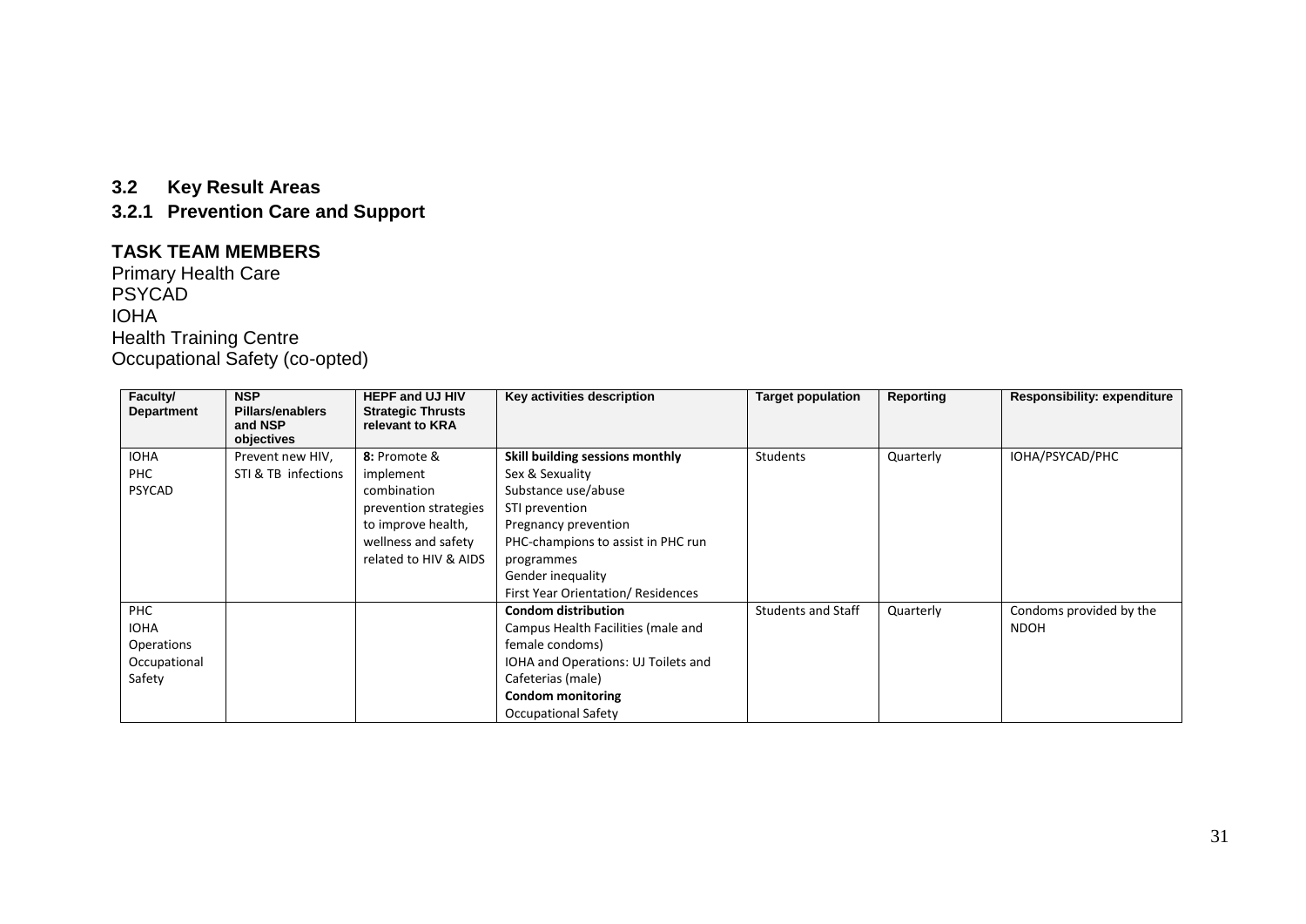## 3.2 Key Result Areas

### 3.2.1 Prevention Care and Support

**TASK TEAM MEMBERS**

Primary Health Care
PSYCAD
IOHA
Health Training Centre
Occupational Safety (co-opted)

| Faculty/ Department | NSP Pillars/enablers and NSP objectives | HEPF and UJ HIV Strategic Thrusts relevant to KRA | Key activities description | Target population | Reporting | Responsibility: expenditure |
|---|---|---|---|---|---|---|
| IOHA<br>PHC<br>PSYCAD | Prevent new HIV, STI & TB infections | **8:** Promote & implement combination prevention strategies to improve health, wellness and safety related to HIV & AIDS | **Skill building sessions monthly**<br>Sex & Sexuality<br>Substance use/abuse<br>STI prevention<br>Pregnancy prevention<br>PHC-champions to assist in PHC run programmes<br>Gender inequality<br>First Year Orientation/ Residences | Students | Quarterly | IOHA/PSYCAD/PHC |
| PHC<br>IOHA<br>Operations<br>Occupational Safety | | | **Condom distribution**<br>Campus Health Facilities (male and female condoms)<br>IOHA and Operations: UJ Toilets and Cafeterias (male)<br>**Condom monitoring**<br>Occupational Safety | Students and Staff | Quarterly | Condoms provided by the NDOH |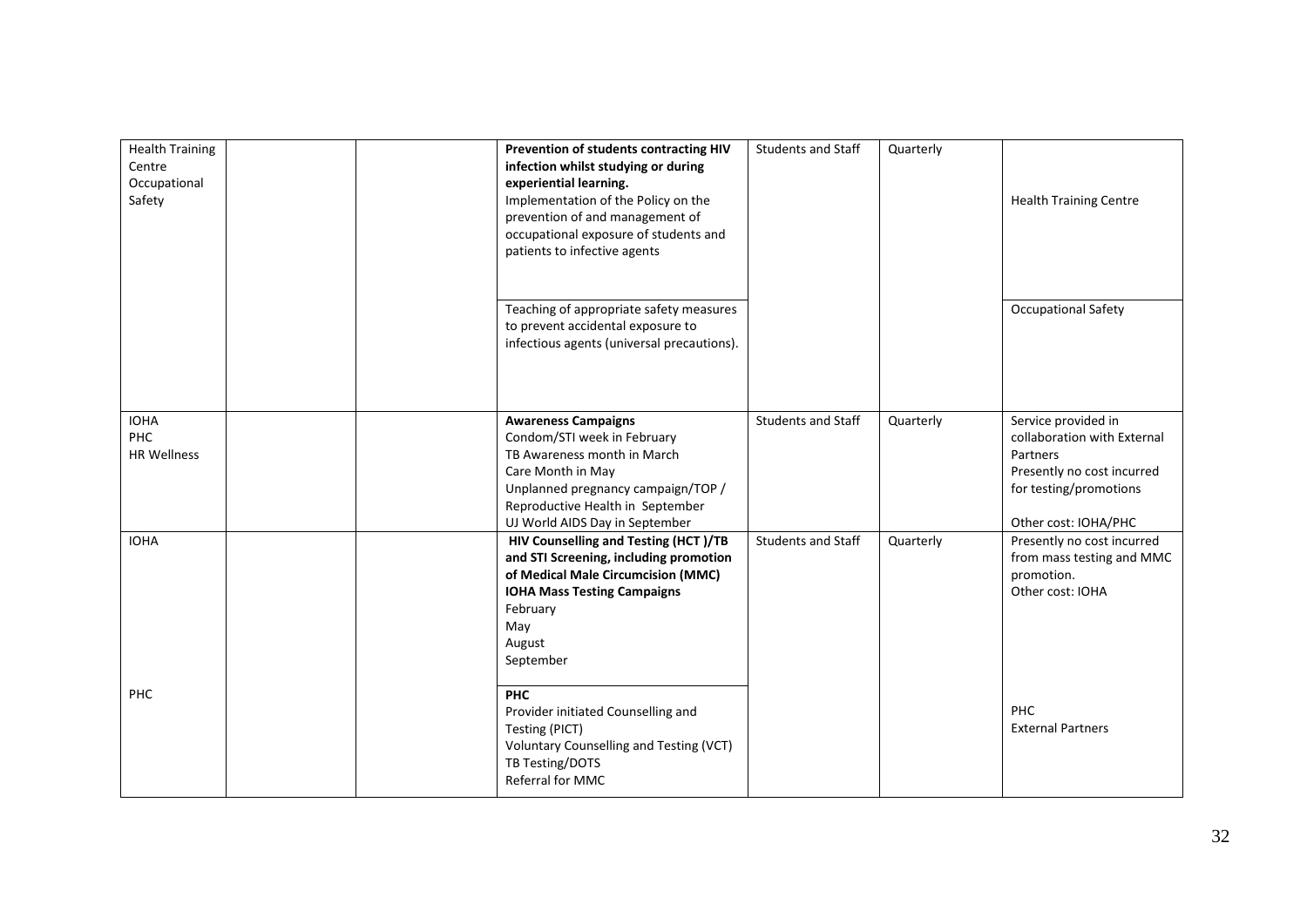| | | | | | | |
|---|---|---|---|---|---|---|
| Health Training Centre<br>Occupational Safety | | | **Prevention of students contracting HIV infection whilst studying or during experiential learning.**<br>Implementation of the Policy on the prevention of and management of occupational exposure of students and patients to infective agents | Students and Staff | Quarterly | Health Training Centre |
| | | | Teaching of appropriate safety measures to prevent accidental exposure to infectious agents (universal precautions). | | | Occupational Safety |
| IOHA<br>PHC<br>HR Wellness | | | **Awareness Campaigns**<br>Condom/STI week in February<br>TB Awareness month in March<br>Care Month in May<br>Unplanned pregnancy campaign/TOP / Reproductive Health in September<br>UJ World AIDS Day in September | Students and Staff | Quarterly | Service provided in collaboration with External Partners<br>Presently no cost incurred for testing/promotions<br><br>Other cost: IOHA/PHC |
| IOHA | | | **HIV Counselling and Testing (HCT )/TB and STI Screening, including promotion of Medical Male Circumcision (MMC)**<br>**IOHA Mass Testing Campaigns**<br>February<br>May<br>August<br>September | Students and Staff | Quarterly | Presently no cost incurred from mass testing and MMC promotion.<br>Other cost: IOHA |
| PHC | | | **PHC**<br>Provider initiated Counselling and Testing (PICT)<br>Voluntary Counselling and Testing (VCT)<br>TB Testing/DOTS<br>Referral for MMC | | | PHC<br>External Partners |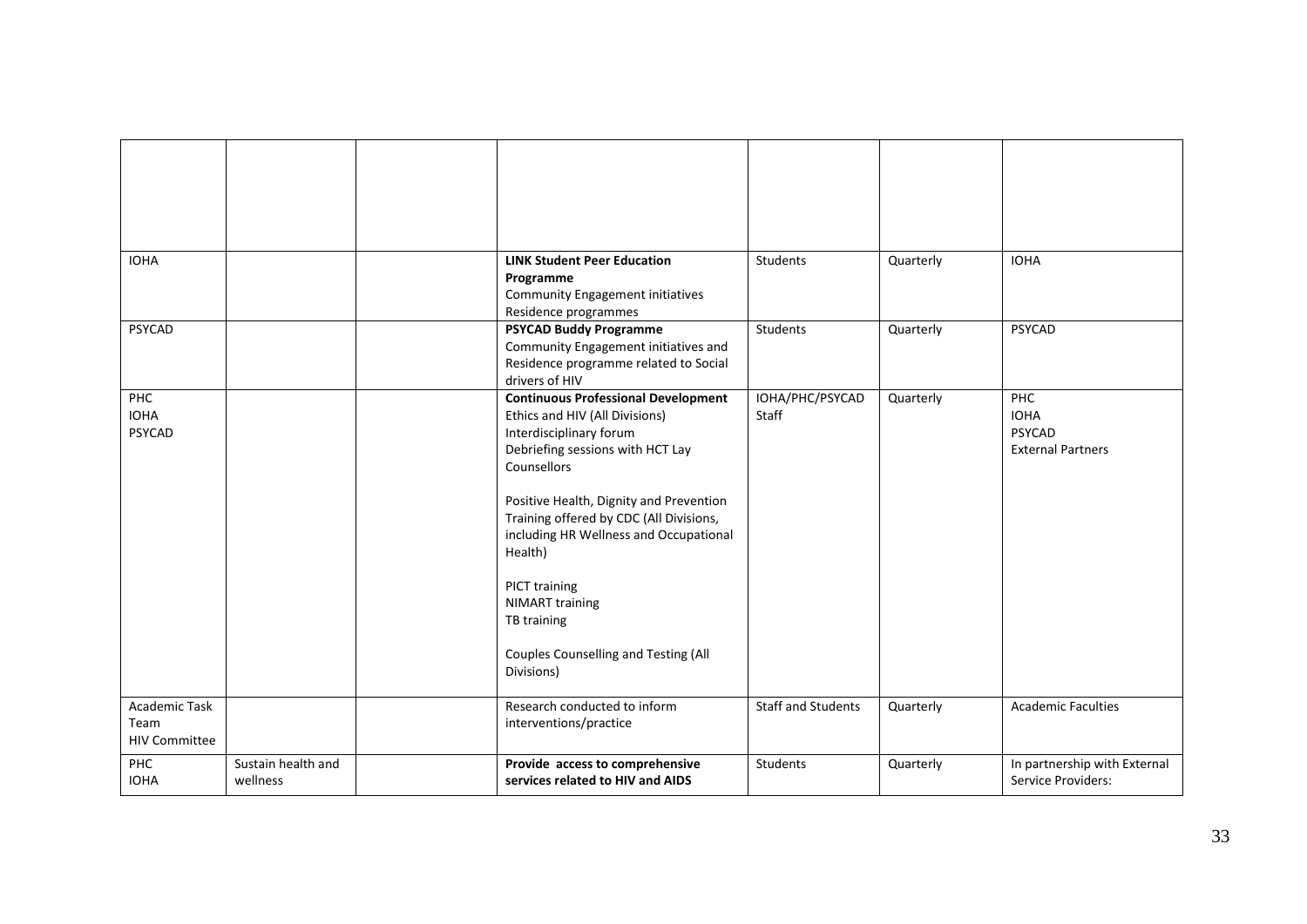| | | | | | | |
|---|---|---|---|---|---|---|
| | | | | | | |
| IOHA | | | **LINK Student Peer Education Programme**<br>Community Engagement initiatives<br>Residence programmes | Students | Quarterly | IOHA |
| PSYCAD | | | **PSYCAD Buddy Programme**<br>Community Engagement initiatives and Residence programme related to Social drivers of HIV | Students | Quarterly | PSYCAD |
| PHC<br>IOHA<br>PSYCAD | | | **Continuous Professional Development**<br>Ethics and HIV (All Divisions)<br>Interdisciplinary forum<br>Debriefing sessions with HCT Lay Counsellors<br><br>Positive Health, Dignity and Prevention Training offered by CDC (All Divisions, including HR Wellness and Occupational Health)<br><br>PICT training<br>NIMART training<br>TB training<br><br>Couples Counselling and Testing (All Divisions) | IOHA/PHC/PSYCAD Staff | Quarterly | PHC<br>IOHA<br>PSYCAD<br>External Partners |
| Academic Task Team<br>HIV Committee | | | Research conducted to inform interventions/practice | Staff and Students | Quarterly | Academic Faculties |
| PHC<br>IOHA | Sustain health and wellness | | **Provide access to comprehensive services related to HIV and AIDS** | Students | Quarterly | In partnership with External Service Providers: |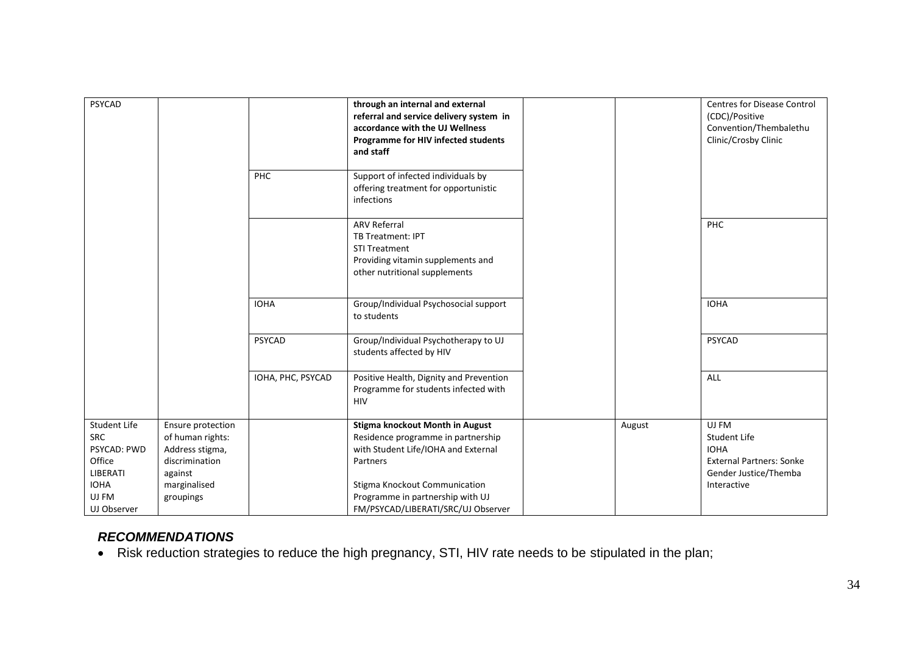| PSYCAD | | | **through an internal and external referral and service delivery system in accordance with the UJ Wellness Programme for HIV infected students and staff** | | | Centres for Disease Control (CDC)/Positive Convention/Thembalethu Clinic/Crosby Clinic |
|---|---|---|---|---|---|---|
| | | PHC | Support of infected individuals by offering treatment for opportunistic infections | | | |
| | | | ARV Referral<br>TB Treatment: IPT<br>STI Treatment<br>Providing vitamin supplements and other nutritional supplements | | | PHC |
| | | IOHA | Group/Individual Psychosocial support to students | | | IOHA |
| | | PSYCAD | Group/Individual Psychotherapy to UJ students affected by HIV | | | PSYCAD |
| | | IOHA, PHC, PSYCAD | Positive Health, Dignity and Prevention Programme for students infected with HIV | | | ALL |
| Student Life<br>SRC<br>PSYCAD: PWD Office<br>LIBERATI<br>IOHA<br>UJ FM<br>UJ Observer | Ensure protection of human rights: Address stigma, discrimination against marginalised groupings | | **Stigma knockout Month in August**<br>Residence programme in partnership with Student Life/IOHA and External Partners<br><br>Stigma Knockout Communication Programme in partnership with UJ FM/PSYCAD/LIBERATI/SRC/UJ Observer | | August | UJ FM<br>Student Life<br>IOHA<br>External Partners: Sonke Gender Justice/Themba Interactive |

### *RECOMMENDATIONS*

- Risk reduction strategies to reduce the high pregnancy, STI, HIV rate needs to be stipulated in the plan;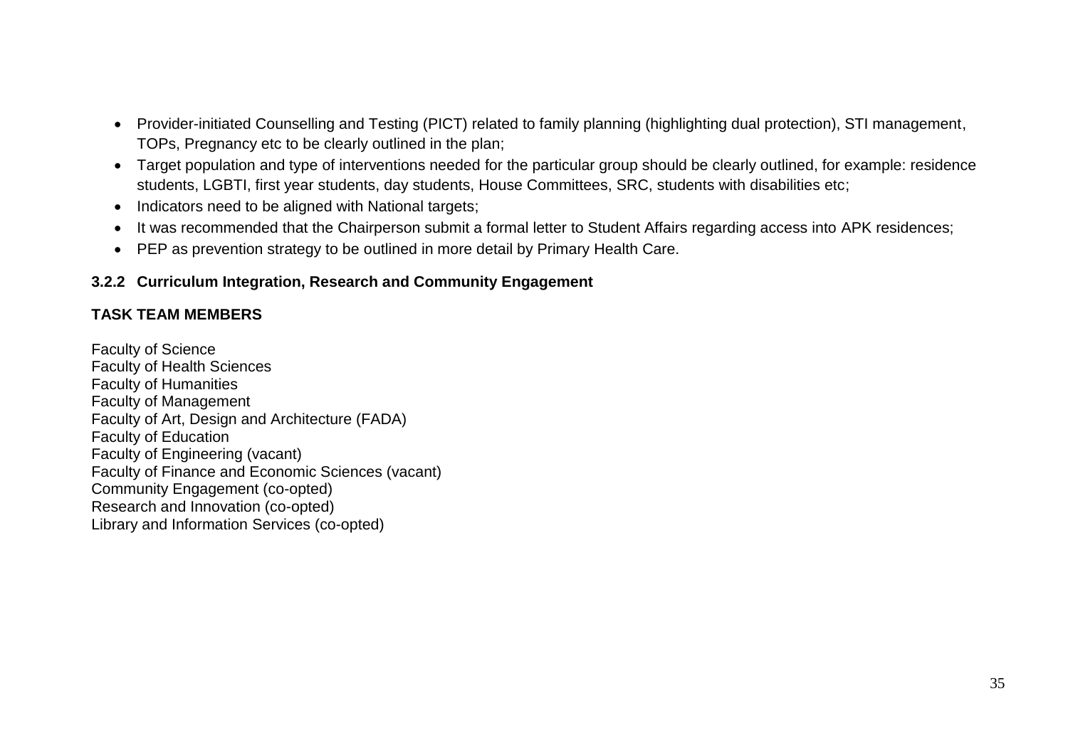- Provider-initiated Counselling and Testing (PICT) related to family planning (highlighting dual protection), STI management, TOPs, Pregnancy etc to be clearly outlined in the plan;
- Target population and type of interventions needed for the particular group should be clearly outlined, for example: residence students, LGBTI, first year students, day students, House Committees, SRC, students with disabilities etc;
- Indicators need to be aligned with National targets;
- It was recommended that the Chairperson submit a formal letter to Student Affairs regarding access into APK residences;
- PEP as prevention strategy to be outlined in more detail by Primary Health Care.

### 3.2.2 Curriculum Integration, Research and Community Engagement

**TASK TEAM MEMBERS**

Faculty of Science
Faculty of Health Sciences
Faculty of Humanities
Faculty of Management
Faculty of Art, Design and Architecture (FADA)
Faculty of Education
Faculty of Engineering (vacant)
Faculty of Finance and Economic Sciences (vacant)
Community Engagement (co-opted)
Research and Innovation (co-opted)
Library and Information Services (co-opted)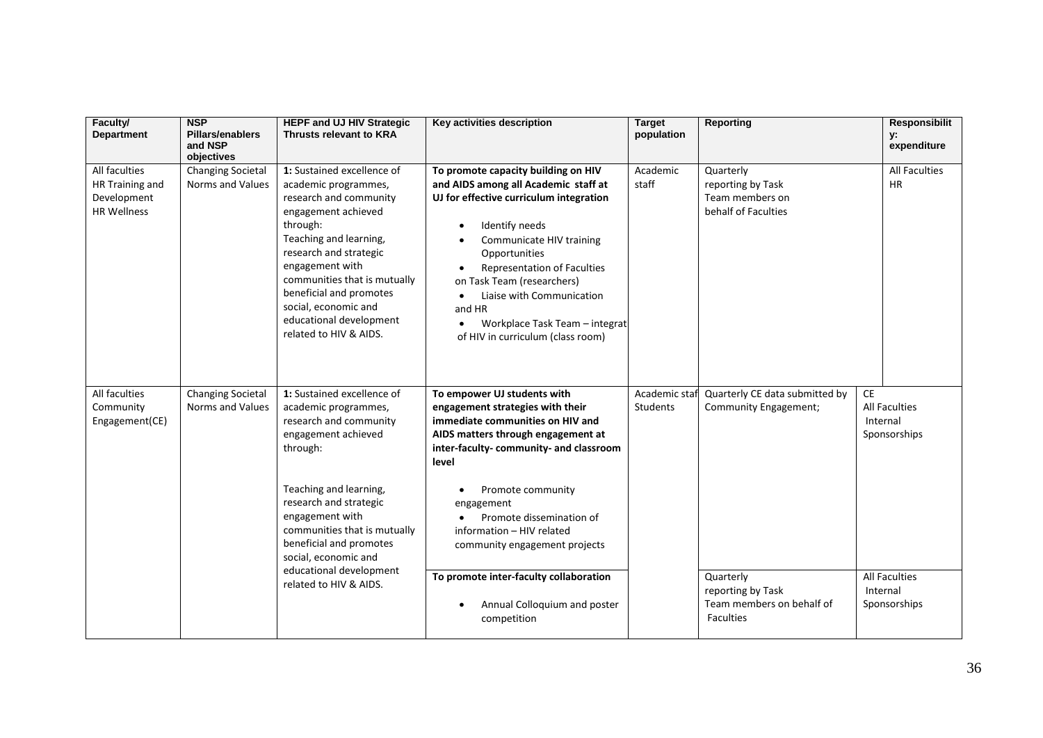| Faculty/ Department | NSP Pillars/enablers and NSP objectives | HEPF and UJ HIV Strategic Thrusts relevant to KRA | Key activities description | Target population | Reporting | Responsibility: expenditure |
|---|---|---|---|---|---|---|
| All faculties<br>HR Training and Development<br>HR Wellness | Changing Societal Norms and Values | **1:** Sustained excellence of academic programmes, research and community engagement achieved through:<br>Teaching and learning, research and strategic engagement with communities that is mutually beneficial and promotes social, economic and educational development related to HIV & AIDS. | **To promote capacity building on HIV and AIDS among all Academic staff at UJ for effective curriculum integration**<br>• Identify needs<br>• Communicate HIV training Opportunities<br>• Representation of Faculties on Task Team (researchers)<br>• Liaise with Communication and HR<br>• Workplace Task Team – integrat of HIV in curriculum (class room) | Academic staff | Quarterly reporting by Task Team members on behalf of Faculties | All Faculties<br>HR |
| All faculties<br>Community Engagement(CE) | Changing Societal Norms and Values | **1:** Sustained excellence of academic programmes, research and community engagement achieved through:<br><br>Teaching and learning, research and strategic engagement with communities that is mutually beneficial and promotes social, economic and educational development related to HIV & AIDS. | **To empower UJ students with engagement strategies with their immediate communities on HIV and AIDS matters through engagement at inter-faculty- community- and classroom level**<br>• Promote community engagement<br>• Promote dissemination of information – HIV related community engagement projects | Academic staf<br>Students | Quarterly CE data submitted by Community Engagement; | CE<br>All Faculties<br>Internal Sponsorships |
| | | | **To promote inter-faculty collaboration**<br>• Annual Colloquium and poster competition | | Quarterly reporting by Task Team members on behalf of Faculties | All Faculties<br>Internal Sponsorships |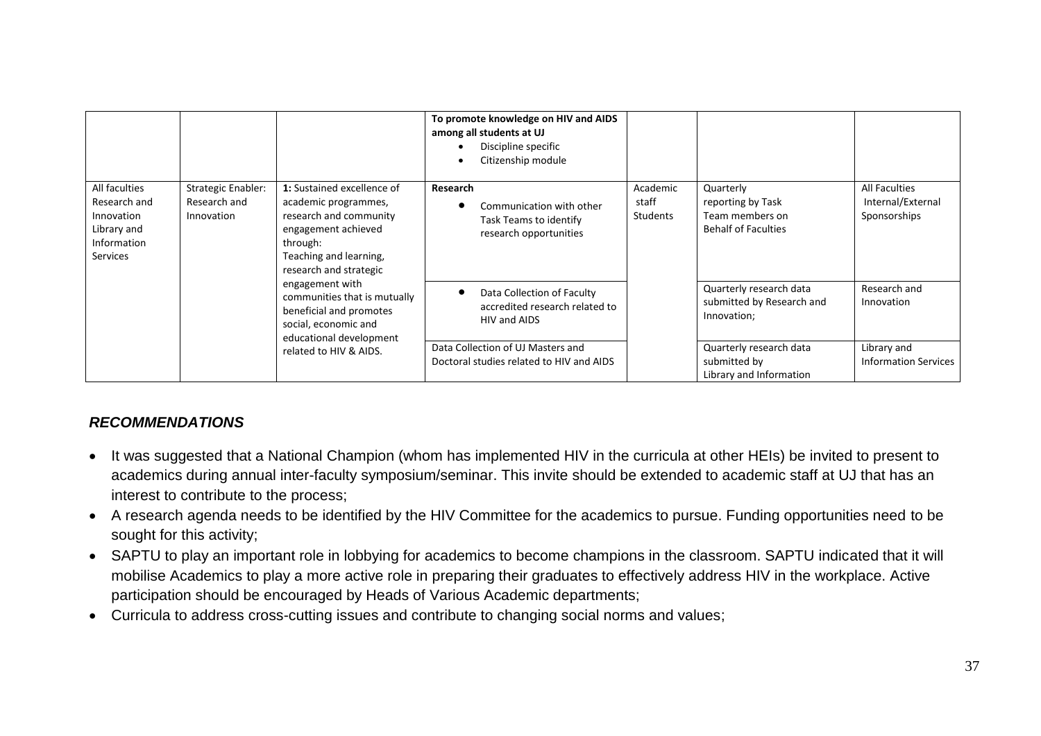| | | | | | | |
|---|---|---|---|---|---|---|
| | | | **To promote knowledge on HIV and AIDS among all students at UJ**<br>• Discipline specific<br>• Citizenship module | | | |
| All faculties Research and Innovation Library and Information Services | Strategic Enabler: Research and Innovation | **1:** Sustained excellence of academic programmes, research and community engagement achieved through: Teaching and learning, research and strategic engagement with communities that is mutually beneficial and promotes social, economic and educational development related to HIV & AIDS. | **Research**<br>• Communication with other Task Teams to identify research opportunities | Academic staff Students | Quarterly reporting by Task Team members on Behalf of Faculties | All Faculties Internal/External Sponsorships |
| | | | • Data Collection of Faculty accredited research related to HIV and AIDS | | Quarterly research data submitted by Research and Innovation; | Research and Innovation |
| | | | Data Collection of UJ Masters and Doctoral studies related to HIV and AIDS | | Quarterly research data submitted by Library and Information | Library and Information Services |

***RECOMMENDATIONS***

- It was suggested that a National Champion (whom has implemented HIV in the curricula at other HEIs) be invited to present to academics during annual inter-faculty symposium/seminar. This invite should be extended to academic staff at UJ that has an interest to contribute to the process;
- A research agenda needs to be identified by the HIV Committee for the academics to pursue. Funding opportunities need to be sought for this activity;
- SAPTU to play an important role in lobbying for academics to become champions in the classroom. SAPTU indicated that it will mobilise Academics to play a more active role in preparing their graduates to effectively address HIV in the workplace. Active participation should be encouraged by Heads of Various Academic departments;
- Curricula to address cross-cutting issues and contribute to changing social norms and values;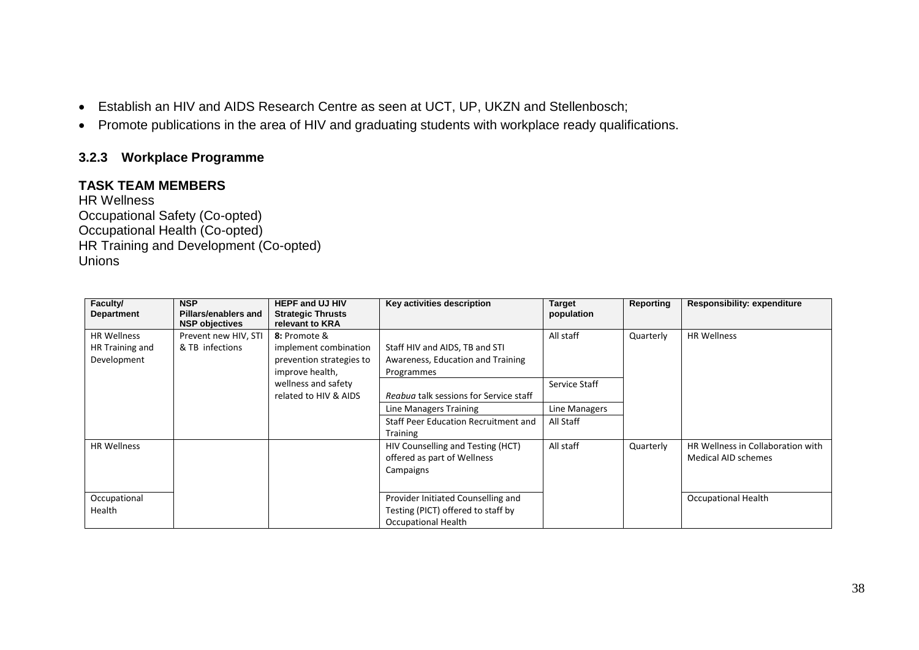- Establish an HIV and AIDS Research Centre as seen at UCT, UP, UKZN and Stellenbosch;
- Promote publications in the area of HIV and graduating students with workplace ready qualifications.

### 3.2.3 Workplace Programme

**TASK TEAM MEMBERS**

HR Wellness
Occupational Safety (Co-opted)
Occupational Health (Co-opted)
HR Training and Development (Co-opted)
Unions

| Faculty/ Department | NSP Pillars/enablers and NSP objectives | HEPF and UJ HIV Strategic Thrusts relevant to KRA | Key activities description | Target population | Reporting | Responsibility: expenditure |
|---|---|---|---|---|---|---|
| HR Wellness HR Training and Development | Prevent new HIV, STI & TB infections | **8:** Promote & implement combination prevention strategies to improve health, wellness and safety related to HIV & AIDS | Staff HIV and AIDS, TB and STI Awareness, Education and Training Programmes | All staff | Quarterly | HR Wellness |
| | | | *Reabua* talk sessions for Service staff | Service Staff | | |
| | | | Line Managers Training | Line Managers | | |
| | | | Staff Peer Education Recruitment and Training | All Staff | | |
| HR Wellness | | | HIV Counselling and Testing (HCT) offered as part of Wellness Campaigns | All staff | Quarterly | HR Wellness in Collaboration with Medical AID schemes |
| Occupational Health | | | Provider Initiated Counselling and Testing (PICT) offered to staff by Occupational Health | | | Occupational Health |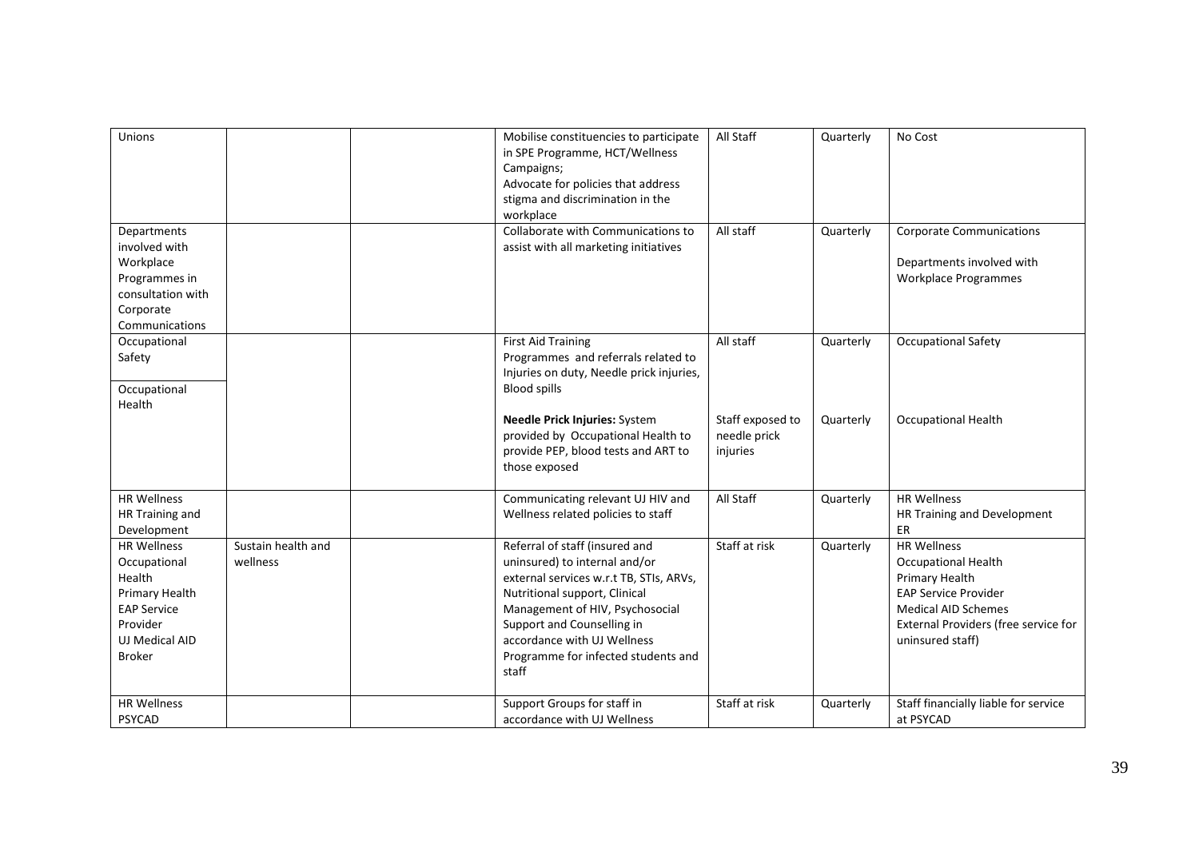| | | | | | | |
|---|---|---|---|---|---|---|
| Unions | | | Mobilise constituencies to participate in SPE Programme, HCT/Wellness Campaigns;<br>Advocate for policies that address stigma and discrimination in the workplace | All Staff | Quarterly | No Cost |
| Departments involved with Workplace Programmes in consultation with Corporate Communications | | | Collaborate with Communications to assist with all marketing initiatives | All staff | Quarterly | Corporate Communications<br><br>Departments involved with Workplace Programmes |
| Occupational Safety<br><br>Occupational Health | | | First Aid Training<br>Programmes and referrals related to Injuries on duty, Needle prick injuries, Blood spills<br><br>**Needle Prick Injuries:** System provided by Occupational Health to provide PEP, blood tests and ART to those exposed | All staff<br><br><br><br>Staff exposed to needle prick injuries | Quarterly<br><br><br><br>Quarterly | Occupational Safety<br><br><br><br>Occupational Health |
| HR Wellness<br>HR Training and Development | | | Communicating relevant UJ HIV and Wellness related policies to staff | All Staff | Quarterly | HR Wellness<br>HR Training and Development<br>ER |
| HR Wellness<br>Occupational Health<br>Primary Health<br>EAP Service Provider<br>UJ Medical AID Broker | Sustain health and wellness | | Referral of staff (insured and uninsured) to internal and/or external services w.r.t TB, STIs, ARVs, Nutritional support, Clinical Management of HIV, Psychosocial Support and Counselling in accordance with UJ Wellness Programme for infected students and staff | Staff at risk | Quarterly | HR Wellness<br>Occupational Health<br>Primary Health<br>EAP Service Provider<br>Medical AID Schemes<br>External Providers (free service for uninsured staff) |
| HR Wellness<br>PSYCAD | | | Support Groups for staff in accordance with UJ Wellness | Staff at risk | Quarterly | Staff financially liable for service at PSYCAD |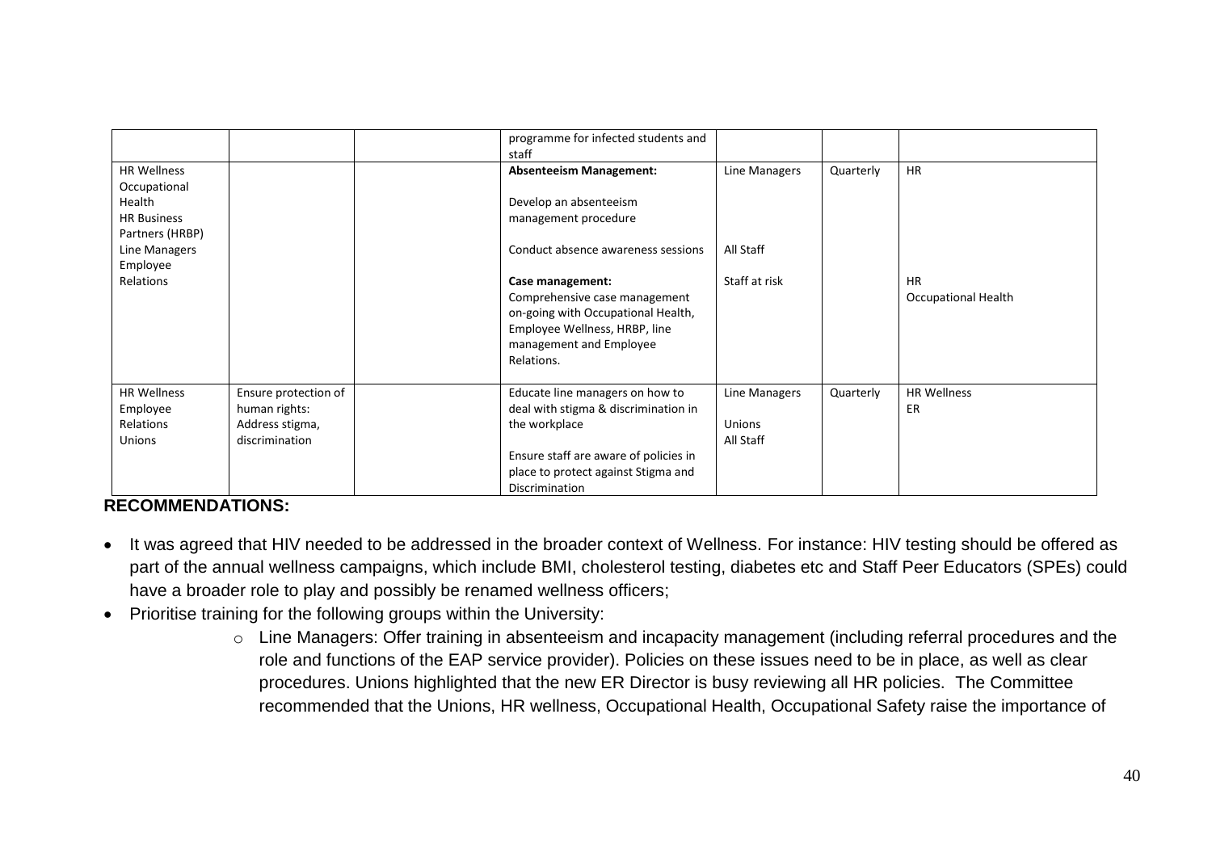| | | | programme for infected students and staff | | | |
|---|---|---|---|---|---|---|
| HR Wellness<br>Occupational Health<br>HR Business Partners (HRBP)<br>Line Managers<br>Employee Relations | | | **Absenteeism Management:**<br><br>Develop an absenteeism management procedure<br><br>Conduct absence awareness sessions<br><br>**Case management:**<br>Comprehensive case management on-going with Occupational Health, Employee Wellness, HRBP, line management and Employee Relations. | Line Managers<br><br><br><br>All Staff<br><br>Staff at risk | Quarterly | HR<br><br><br><br><br><br>HR<br>Occupational Health |
| HR Wellness<br>Employee Relations<br>Unions | Ensure protection of human rights:<br>Address stigma, discrimination | | Educate line managers on how to deal with stigma & discrimination in the workplace<br><br>Ensure staff are aware of policies in place to protect against Stigma and Discrimination | Line Managers<br><br>Unions<br>All Staff | Quarterly | HR Wellness<br>ER |

**RECOMMENDATIONS:**

- It was agreed that HIV needed to be addressed in the broader context of Wellness. For instance: HIV testing should be offered as part of the annual wellness campaigns, which include BMI, cholesterol testing, diabetes etc and Staff Peer Educators (SPEs) could have a broader role to play and possibly be renamed wellness officers;
- Prioritise training for the following groups within the University:
  - Line Managers: Offer training in absenteeism and incapacity management (including referral procedures and the role and functions of the EAP service provider). Policies on these issues need to be in place, as well as clear procedures. Unions highlighted that the new ER Director is busy reviewing all HR policies. The Committee recommended that the Unions, HR wellness, Occupational Health, Occupational Safety raise the importance of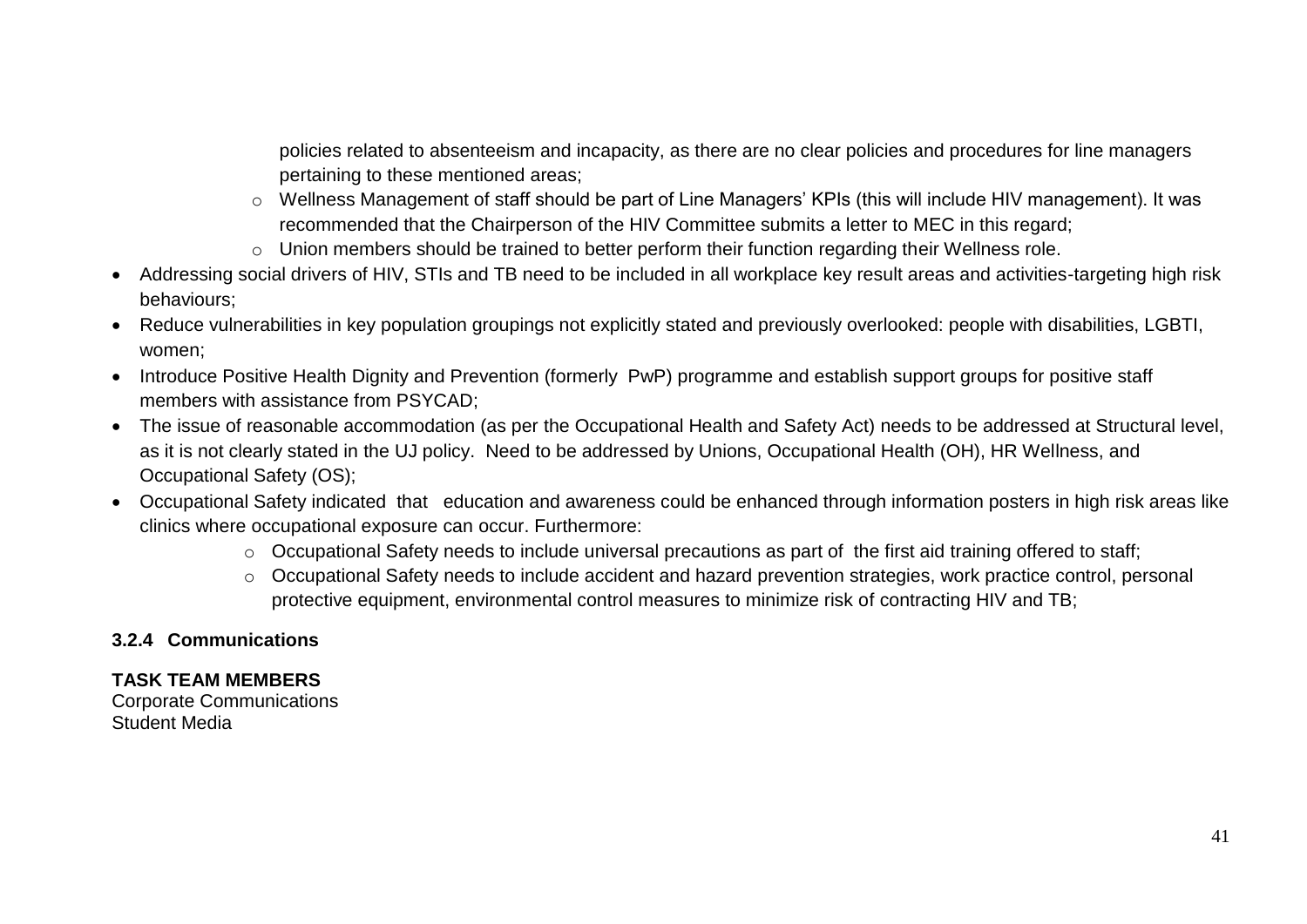policies related to absenteeism and incapacity, as there are no clear policies and procedures for line managers pertaining to these mentioned areas;
  - Wellness Management of staff should be part of Line Managers' KPIs (this will include HIV management). It was recommended that the Chairperson of the HIV Committee submits a letter to MEC in this regard;
  - Union members should be trained to better perform their function regarding their Wellness role.
- Addressing social drivers of HIV, STIs and TB need to be included in all workplace key result areas and activities-targeting high risk behaviours;
- Reduce vulnerabilities in key population groupings not explicitly stated and previously overlooked: people with disabilities, LGBTI, women;
- Introduce Positive Health Dignity and Prevention (formerly PwP) programme and establish support groups for positive staff members with assistance from PSYCAD;
- The issue of reasonable accommodation (as per the Occupational Health and Safety Act) needs to be addressed at Structural level, as it is not clearly stated in the UJ policy. Need to be addressed by Unions, Occupational Health (OH), HR Wellness, and Occupational Safety (OS);
- Occupational Safety indicated that education and awareness could be enhanced through information posters in high risk areas like clinics where occupational exposure can occur. Furthermore:
  - Occupational Safety needs to include universal precautions as part of the first aid training offered to staff;
  - Occupational Safety needs to include accident and hazard prevention strategies, work practice control, personal protective equipment, environmental control measures to minimize risk of contracting HIV and TB;

### 3.2.4 Communications

**TASK TEAM MEMBERS**

Corporate Communications
Student Media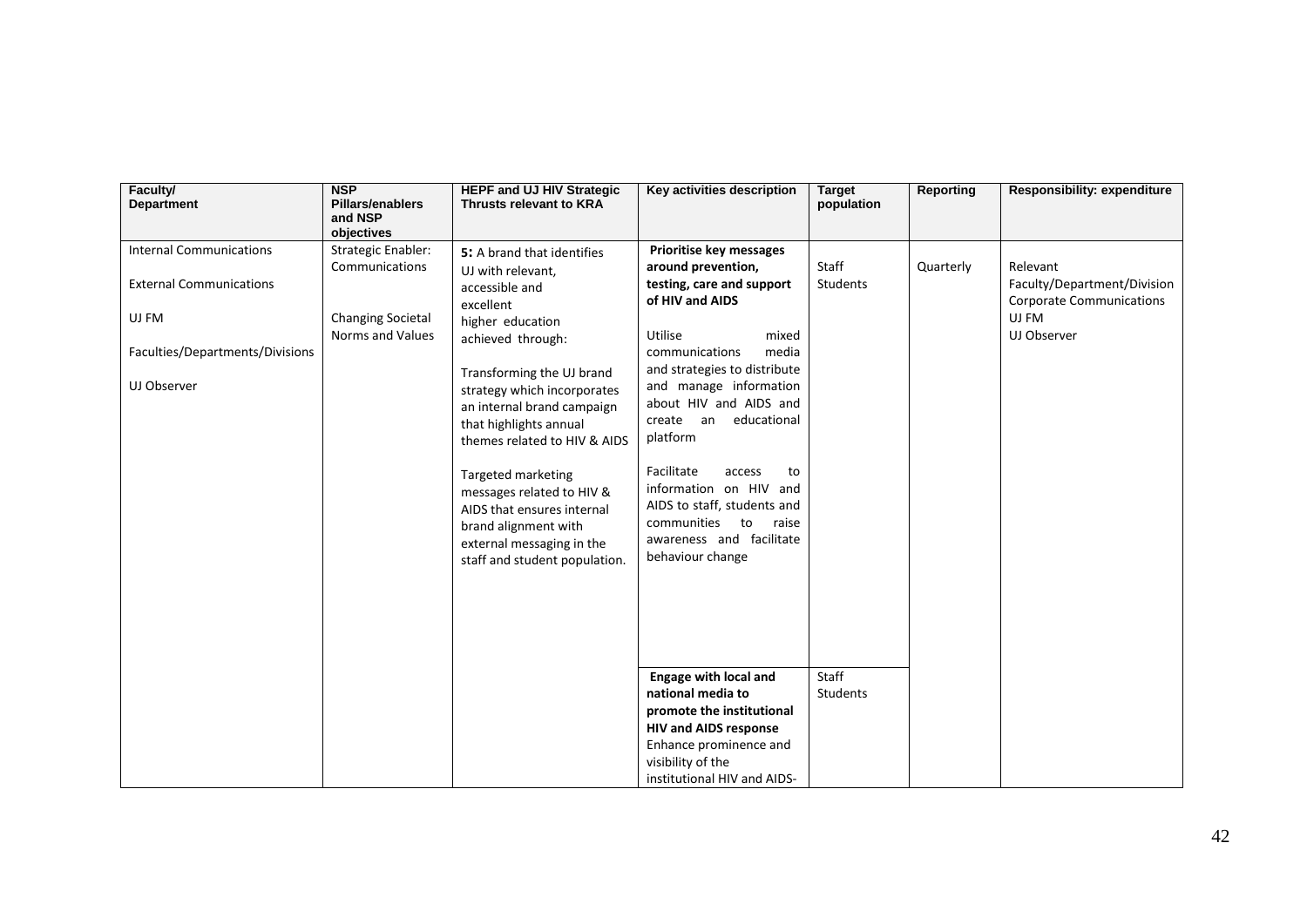| Faculty/ Department | NSP Pillars/enablers and NSP objectives | HEPF and UJ HIV Strategic Thrusts relevant to KRA | Key activities description | Target population | Reporting | Responsibility: expenditure |
|---|---|---|---|---|---|---|
| Internal Communications<br><br>External Communications<br><br>UJ FM<br><br>Faculties/Departments/Divisions<br><br>UJ Observer | Strategic Enabler: Communications<br><br>Changing Societal Norms and Values | **5:** A brand that identifies UJ with relevant, accessible and excellent higher education achieved through:<br><br>Transforming the UJ brand strategy which incorporates an internal brand campaign that highlights annual themes related to HIV & AIDS<br><br>Targeted marketing messages related to HIV & AIDS that ensures internal brand alignment with external messaging in the staff and student population. | **Prioritise key messages around prevention, testing, care and support of HIV and AIDS**<br><br>Utilise mixed communications media and strategies to distribute and manage information about HIV and AIDS and create an educational platform<br><br>Facilitate access to information on HIV and AIDS to staff, students and communities to raise awareness and facilitate behaviour change | Staff<br>Students | Quarterly | Relevant Faculty/Department/Division<br>Corporate Communications<br>UJ FM<br>UJ Observer |
| | | | **Engage with local and national media to promote the institutional HIV and AIDS response**<br>Enhance prominence and visibility of the institutional HIV and AIDS- | Staff<br>Students | | |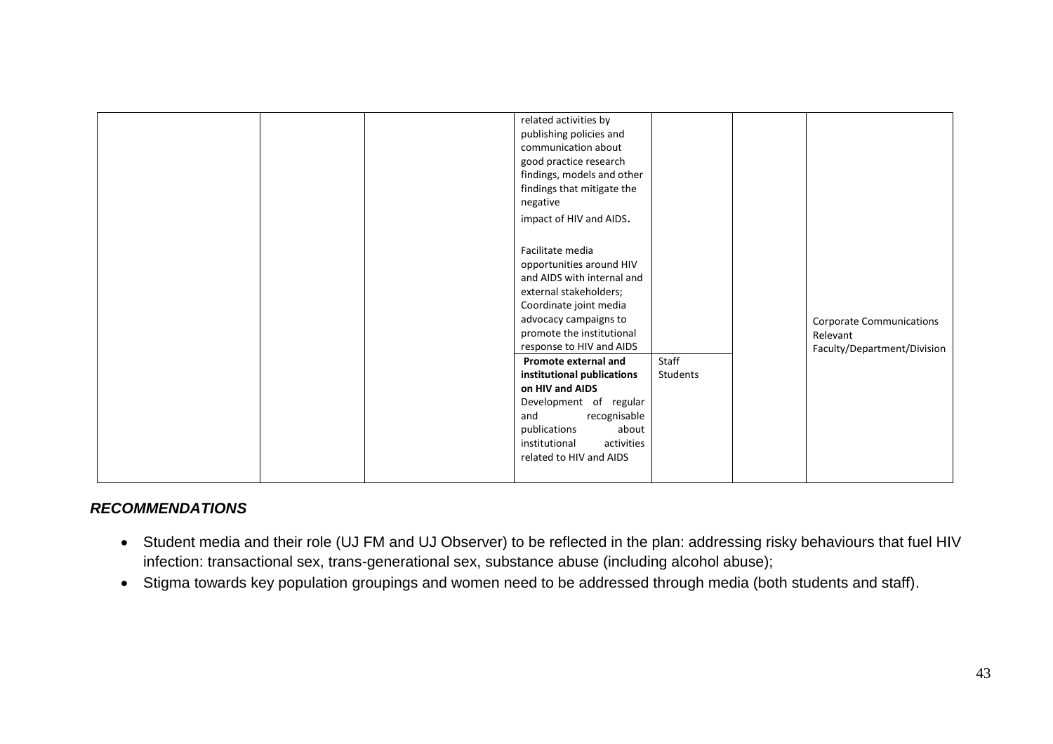| | | | | | | |
|---|---|---|---|---|---|---|
| | | | related activities by publishing policies and communication about good practice research findings, models and other findings that mitigate the negative impact of HIV and AIDS.<br><br>Facilitate media opportunities around HIV and AIDS with internal and external stakeholders; Coordinate joint media advocacy campaigns to promote the institutional response to HIV and AIDS | | | Corporate Communications Relevant Faculty/Department/Division |
| | | | **Promote external and institutional publications on HIV and AIDS** Development of regular and recognisable publications about institutional activities related to HIV and AIDS | Staff Students | | |

***RECOMMENDATIONS***

- Student media and their role (UJ FM and UJ Observer) to be reflected in the plan: addressing risky behaviours that fuel HIV infection: transactional sex, trans-generational sex, substance abuse (including alcohol abuse);
- Stigma towards key population groupings and women need to be addressed through media (both students and staff).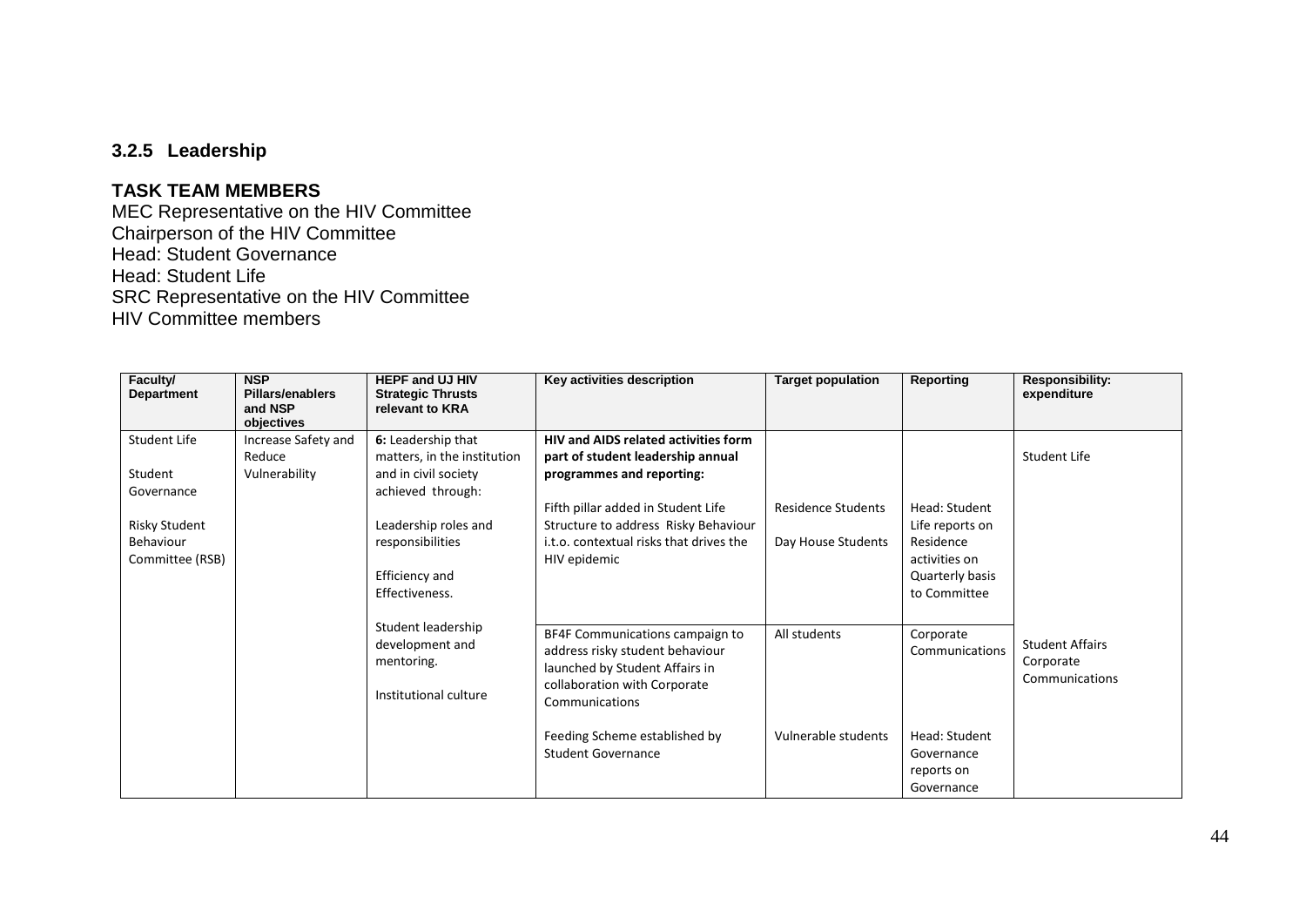### 3.2.5 Leadership

**TASK TEAM MEMBERS**

MEC Representative on the HIV Committee
Chairperson of the HIV Committee
Head: Student Governance
Head: Student Life
SRC Representative on the HIV Committee
HIV Committee members

| Faculty/ Department | NSP Pillars/enablers and NSP objectives | HEPF and UJ HIV Strategic Thrusts relevant to KRA | Key activities description | Target population | Reporting | Responsibility: expenditure |
|---|---|---|---|---|---|---|
| Student Life<br><br>Student Governance<br><br>Risky Student Behaviour Committee (RSB) | Increase Safety and Reduce Vulnerability | **6:** Leadership that matters, in the institution and in civil society achieved through:<br><br>Leadership roles and responsibilities<br><br>Efficiency and Effectiveness.<br><br>Student leadership development and mentoring.<br><br>Institutional culture | **HIV and AIDS related activities form part of student leadership annual programmes and reporting:**<br><br>Fifth pillar added in Student Life Structure to address Risky Behaviour i.t.o. contextual risks that drives the HIV epidemic | Residence Students<br><br>Day House Students | Head: Student Life reports on Residence activities on Quarterly basis to Committee | Student Life |
| | | | BF4F Communications campaign to address risky student behaviour launched by Student Affairs in collaboration with Corporate Communications | All students | Corporate Communications | Student Affairs Corporate Communications |
| | | | Feeding Scheme established by Student Governance | Vulnerable students | Head: Student Governance reports on Governance | |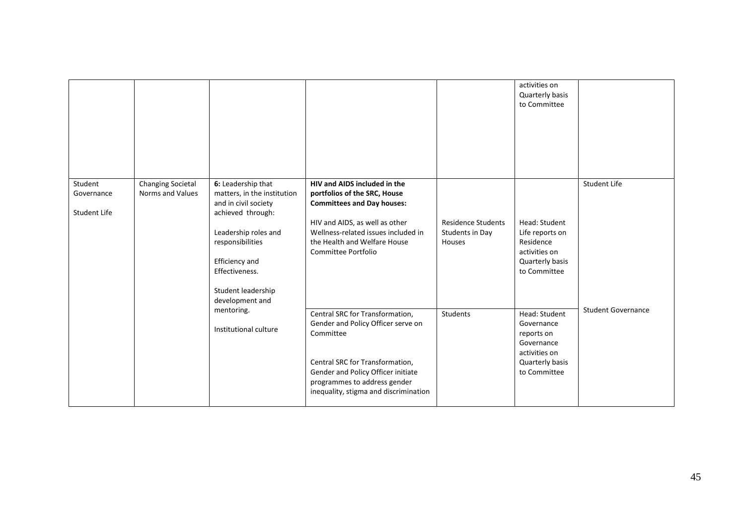| | | | | | | |
|---|---|---|---|---|---|---|
| | | | | | activities on Quarterly basis to Committee | |
| Student Governance<br><br>Student Life | Changing Societal Norms and Values | **6:** Leadership that matters, in the institution and in civil society achieved through:<br><br>Leadership roles and responsibilities<br><br>Efficiency and Effectiveness.<br><br>Student leadership development and mentoring.<br><br>Institutional culture | **HIV and AIDS included in the portfolios of the SRC, House Committees and Day houses:**<br><br>HIV and AIDS, as well as other Wellness-related issues included in the Health and Welfare House Committee Portfolio | Residence Students Students in Day Houses | Head: Student Life reports on Residence activities on Quarterly basis to Committee | Student Life |
| | | | Central SRC for Transformation, Gender and Policy Officer serve on Committee<br><br>Central SRC for Transformation, Gender and Policy Officer initiate programmes to address gender inequality, stigma and discrimination | Students | Head: Student Governance reports on Governance activities on Quarterly basis to Committee | Student Governance |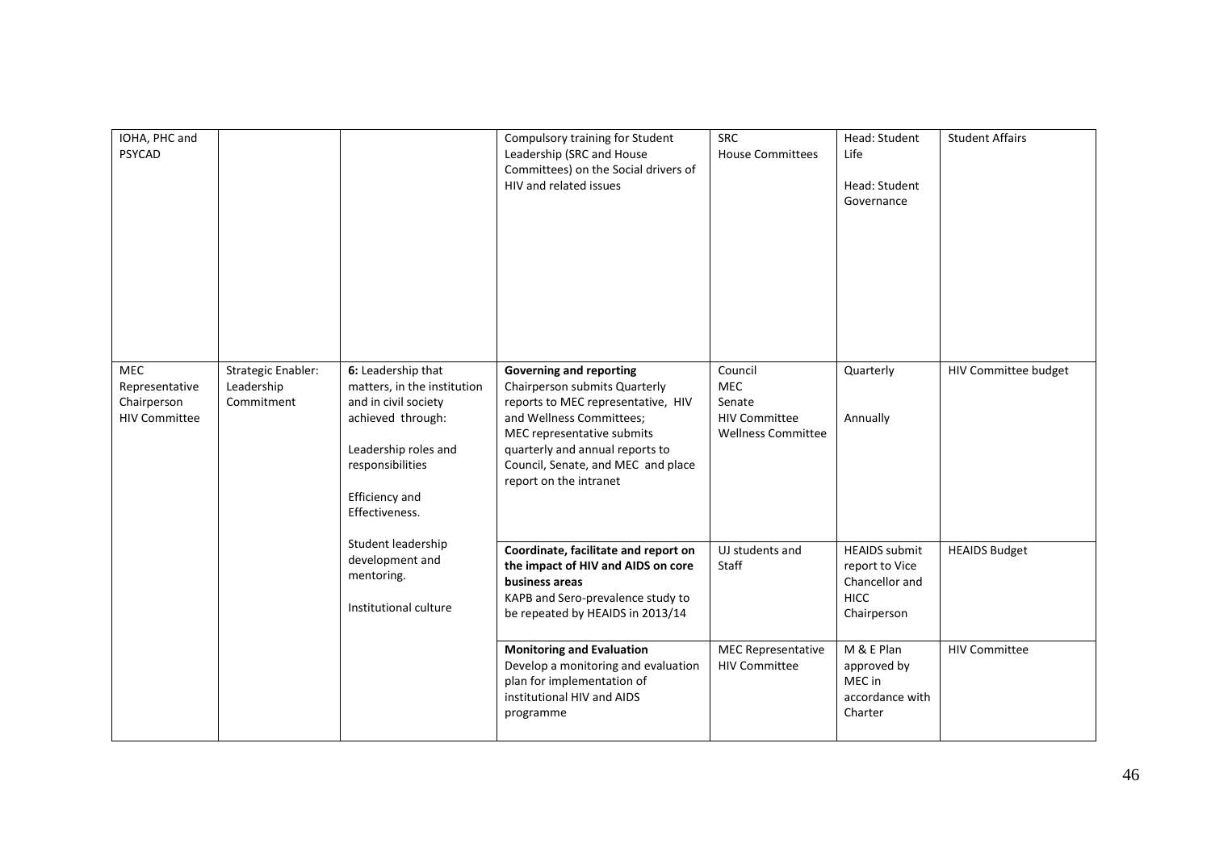| IOHA, PHC and PSYCAD | | | Compulsory training for Student Leadership (SRC and House Committees) on the Social drivers of HIV and related issues | SRC<br>House Committees | Head: Student Life<br><br>Head: Student Governance | Student Affairs |
|---|---|---|---|---|---|---|
| MEC Representative<br>Chairperson<br>HIV Committee | Strategic Enabler: Leadership Commitment | **6:** Leadership that matters, in the institution and in civil society achieved through:<br><br>Leadership roles and responsibilities<br><br>Efficiency and Effectiveness.<br><br>Student leadership development and mentoring.<br><br>Institutional culture | **Governing and reporting**<br>Chairperson submits Quarterly reports to MEC representative, HIV and Wellness Committees;<br>MEC representative submits quarterly and annual reports to Council, Senate, and MEC and place report on the intranet | Council<br>MEC<br>Senate<br>HIV Committee<br>Wellness Committee | Quarterly<br><br>Annually | HIV Committee budget |
| | | | **Coordinate, facilitate and report on the impact of HIV and AIDS on core business areas**<br>KAPB and Sero-prevalence study to be repeated by HEAIDS in 2013/14 | UJ students and Staff | HEAIDS submit report to Vice Chancellor and HICC Chairperson | HEAIDS Budget |
| | | | **Monitoring and Evaluation**<br>Develop a monitoring and evaluation plan for implementation of institutional HIV and AIDS programme | MEC Representative<br>HIV Committee | M & E Plan approved by MEC in accordance with Charter | HIV Committee |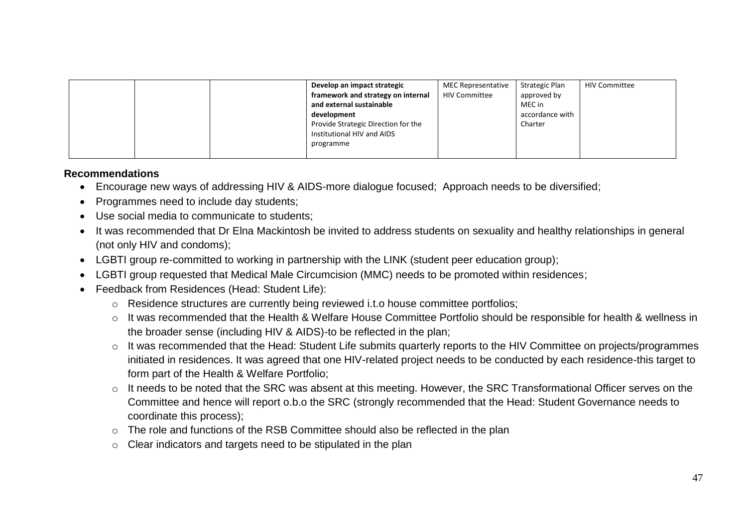| | | | **Develop an impact strategic framework and strategy on internal and external sustainable development**<br>Provide Strategic Direction for the Institutional HIV and AIDS programme | MEC Representative HIV Committee | Strategic Plan approved by MEC in accordance with Charter | HIV Committee |
|---|---|---|---|---|---|---|

**Recommendations**

- Encourage new ways of addressing HIV & AIDS-more dialogue focused; Approach needs to be diversified;
- Programmes need to include day students;
- Use social media to communicate to students;
- It was recommended that Dr Elna Mackintosh be invited to address students on sexuality and healthy relationships in general (not only HIV and condoms);
- LGBTI group re-committed to working in partnership with the LINK (student peer education group);
- LGBTI group requested that Medical Male Circumcision (MMC) needs to be promoted within residences;
- Feedback from Residences (Head: Student Life):
  - Residence structures are currently being reviewed i.t.o house committee portfolios;
  - It was recommended that the Health & Welfare House Committee Portfolio should be responsible for health & wellness in the broader sense (including HIV & AIDS)-to be reflected in the plan;
  - It was recommended that the Head: Student Life submits quarterly reports to the HIV Committee on projects/programmes initiated in residences. It was agreed that one HIV-related project needs to be conducted by each residence-this target to form part of the Health & Welfare Portfolio;
  - It needs to be noted that the SRC was absent at this meeting. However, the SRC Transformational Officer serves on the Committee and hence will report o.b.o the SRC (strongly recommended that the Head: Student Governance needs to coordinate this process);
  - The role and functions of the RSB Committee should also be reflected in the plan
  - Clear indicators and targets need to be stipulated in the plan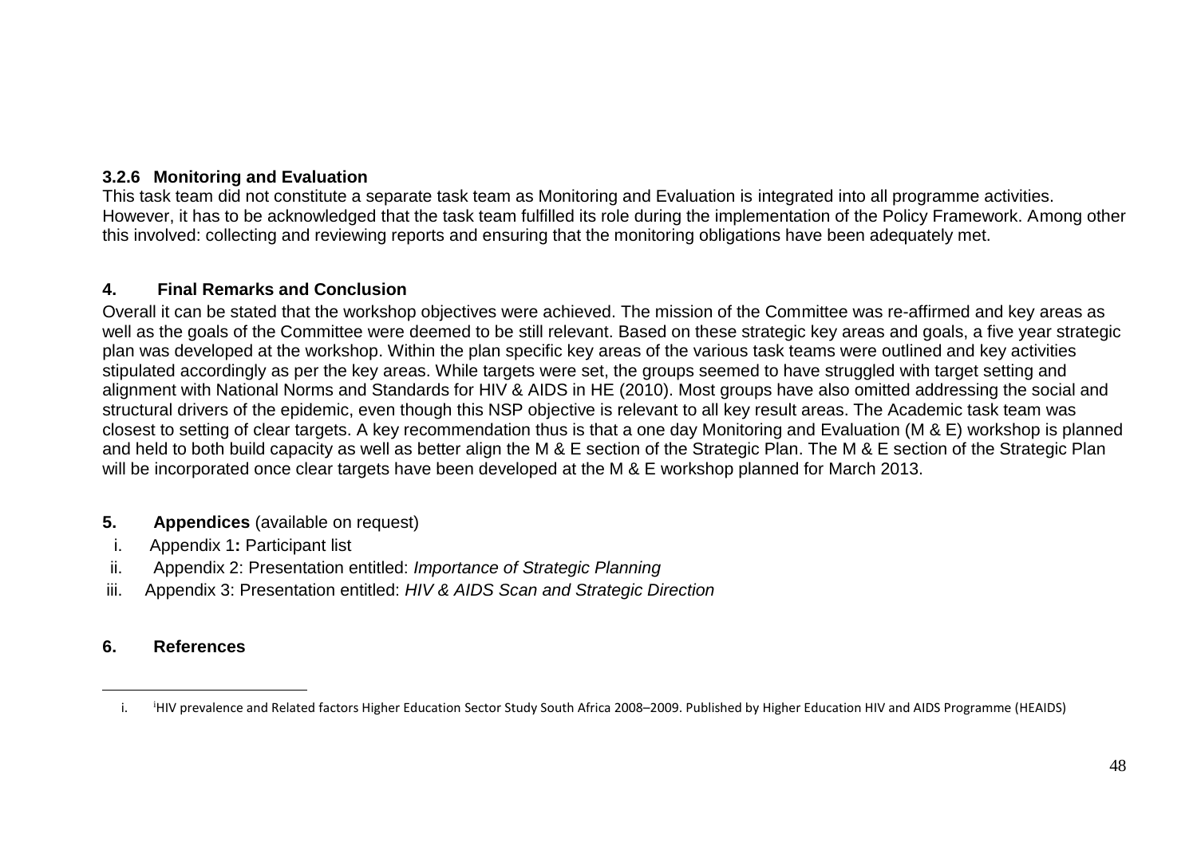### 3.2.6 Monitoring and Evaluation

This task team did not constitute a separate task team as Monitoring and Evaluation is integrated into all programme activities. However, it has to be acknowledged that the task team fulfilled its role during the implementation of the Policy Framework. Among other this involved: collecting and reviewing reports and ensuring that the monitoring obligations have been adequately met.

## 4. Final Remarks and Conclusion

Overall it can be stated that the workshop objectives were achieved. The mission of the Committee was re-affirmed and key areas as well as the goals of the Committee were deemed to be still relevant. Based on these strategic key areas and goals, a five year strategic plan was developed at the workshop. Within the plan specific key areas of the various task teams were outlined and key activities stipulated accordingly as per the key areas. While targets were set, the groups seemed to have struggled with target setting and alignment with National Norms and Standards for HIV & AIDS in HE (2010). Most groups have also omitted addressing the social and structural drivers of the epidemic, even though this NSP objective is relevant to all key result areas. The Academic task team was closest to setting of clear targets. A key recommendation thus is that a one day Monitoring and Evaluation (M & E) workshop is planned and held to both build capacity as well as better align the M & E section of the Strategic Plan. The M & E section of the Strategic Plan will be incorporated once clear targets have been developed at the M & E workshop planned for March 2013.

## 5. **Appendices** (available on request)

i. Appendix 1**:** Participant list
ii. Appendix 2: Presentation entitled: *Importance of Strategic Planning*
iii. Appendix 3: Presentation entitled: *HIV & AIDS Scan and Strategic Direction*

## 6. References

---

i. [i]HIV prevalence and Related factors Higher Education Sector Study South Africa 2008–2009. Published by Higher Education HIV and AIDS Programme (HEAIDS)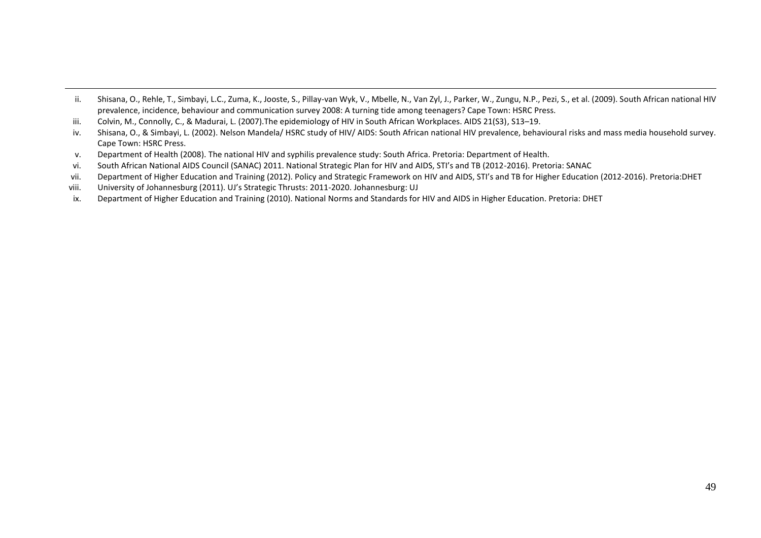ii. Shisana, O., Rehle, T., Simbayi, L.C., Zuma, K., Jooste, S., Pillay-van Wyk, V., Mbelle, N., Van Zyl, J., Parker, W., Zungu, N.P., Pezi, S., et al. (2009). South African national HIV prevalence, incidence, behaviour and communication survey 2008: A turning tide among teenagers? Cape Town: HSRC Press.

iii. Colvin, M., Connolly, C., & Madurai, L. (2007).The epidemiology of HIV in South African Workplaces. AIDS 21(S3), S13–19.

iv. Shisana, O., & Simbayi, L. (2002). Nelson Mandela/ HSRC study of HIV/ AIDS: South African national HIV prevalence, behavioural risks and mass media household survey. Cape Town: HSRC Press.

v. Department of Health (2008). The national HIV and syphilis prevalence study: South Africa. Pretoria: Department of Health.

vi. South African National AIDS Council (SANAC) 2011. National Strategic Plan for HIV and AIDS, STI's and TB (2012-2016). Pretoria: SANAC

vii. Department of Higher Education and Training (2012). Policy and Strategic Framework on HIV and AIDS, STI's and TB for Higher Education (2012-2016). Pretoria:DHET

viii. University of Johannesburg (2011). UJ's Strategic Thrusts: 2011-2020. Johannesburg: UJ

ix. Department of Higher Education and Training (2010). National Norms and Standards for HIV and AIDS in Higher Education. Pretoria: DHET